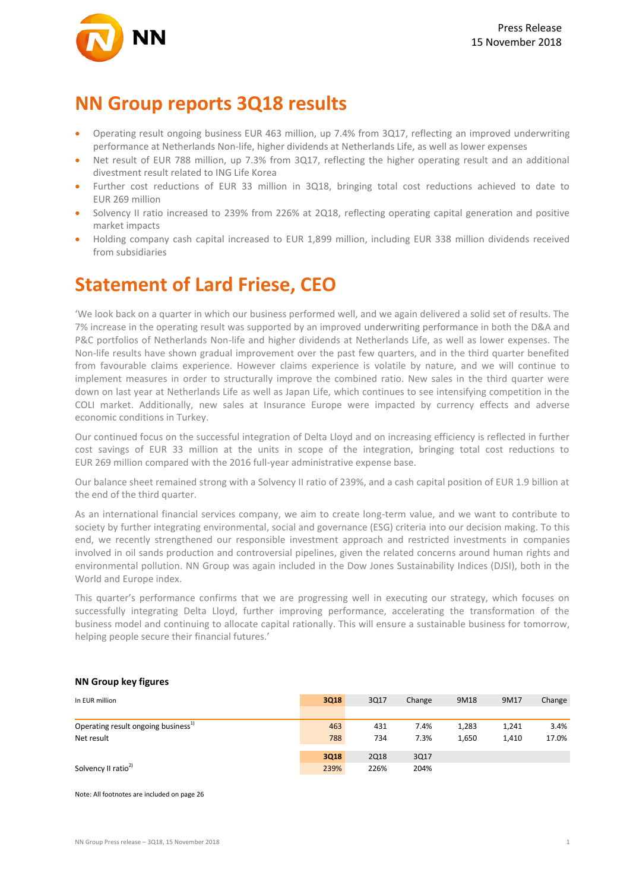# NN Group reports 3Q18 results

- Operating result ongoing business EUR 463 million, up 7.4% from 3Q17, reflecting an improved underwriting performance at Netherlands Non-life, higher dividends at Netherlands Life, as well as lower expenses
- Net result of EUR 788 million, up 7.3% from 3Q17, reflecting the higher operating result and an additional divestment result related to ING Life Korea
- Further cost reductions of EUR 33 million in 3Q18, bringing total cost reductions achieved to date to EUR 269 million
- Solvency II ratio increased to 239% from 226% at 2Q18, reflecting operating capital generation and positive market impacts
- Holding company cash capital increased to EUR 1,899 million, including EUR 338 million dividends received from subsidiaries

# Statement of Lard Friese, CEO

'We look back on a quarter in which our business performed well, and we again delivered a solid set of results. The 7% increase in the operating result was supported by an improved underwriting performance in both the D&A and P&C portfolios of Netherlands Non-life and higher dividends at Netherlands Life, as well as lower expenses. The Non-life results have shown gradual improvement over the past few quarters, and in the third quarter benefited from favourable claims experience. However claims experience is volatile by nature, and we will continue to implement measures in order to structurally improve the combined ratio. New sales in the third quarter were down on last year at Netherlands Life as well as Japan Life, which continues to see intensifying competition in the COLI market. Additionally, new sales at Insurance Europe were impacted by currency effects and adverse economic conditions in Turkey.

Our continued focus on the successful integration of Delta Lloyd and on increasing efficiency is reflected in further cost savings of EUR 33 million at the units in scope of the integration, bringing total cost reductions to EUR 269 million compared with the 2016 full-year administrative expense base.

Our balance sheet remained strong with a Solvency II ratio of 239%, and a cash capital position of EUR 1.9 billion at the end of the third quarter.

As an international financial services company, we aim to create long-term value, and we want to contribute to society by further integrating environmental, social and governance (ESG) criteria into our decision making. To this end, we recently strengthened our responsible investment approach and restricted investments in companies involved in oil sands production and controversial pipelines, given the related concerns around human rights and environmental pollution. NN Group was again included in the Dow Jones Sustainability Indices (DJSI), both in the World and Europe index.

This quarter's performance confirms that we are progressing well in executing our strategy, which focuses on successfully integrating Delta Lloyd, further improving performance, accelerating the transformation of the business model and continuing to allocate capital rationally. This will ensure a sustainable business for tomorrow, helping people secure their financial futures.'

### NN Group key figures

| In EUR million | 3Q18 | 3Q17 | Change | 9M18 | 9M17 | Change |
|---|---|---|---|---|---|---|
| Operating result ongoing business[1] | 463 | 431 | 7.4% | 1,283 | 1,241 | 3.4% |
| Net result | 788 | 734 | 7.3% | 1,650 | 1,410 | 17.0% |
| | **3Q18** | 2Q18 | 3Q17 | | | |
| Solvency II ratio[2] | 239% | 226% | 204% | | | |

Note: All footnotes are included on page 26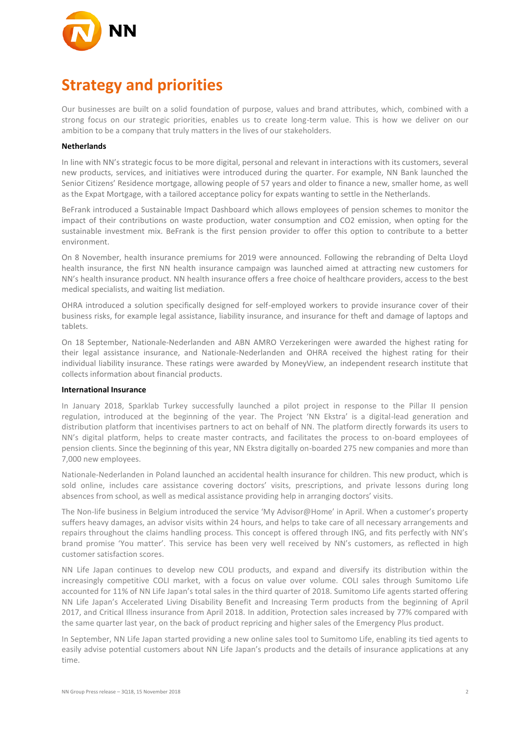# Strategy and priorities

Our businesses are built on a solid foundation of purpose, values and brand attributes, which, combined with a strong focus on our strategic priorities, enables us to create long-term value. This is how we deliver on our ambition to be a company that truly matters in the lives of our stakeholders.

**Netherlands**

In line with NN's strategic focus to be more digital, personal and relevant in interactions with its customers, several new products, services, and initiatives were introduced during the quarter. For example, NN Bank launched the Senior Citizens' Residence mortgage, allowing people of 57 years and older to finance a new, smaller home, as well as the Expat Mortgage, with a tailored acceptance policy for expats wanting to settle in the Netherlands.

BeFrank introduced a Sustainable Impact Dashboard which allows employees of pension schemes to monitor the impact of their contributions on waste production, water consumption and $CO_2$ emission, when opting for the sustainable investment mix. BeFrank is the first pension provider to offer this option to contribute to a better environment.

On 8 November, health insurance premiums for 2019 were announced. Following the rebranding of Delta Lloyd health insurance, the first NN health insurance campaign was launched aimed at attracting new customers for NN's health insurance product. NN health insurance offers a free choice of healthcare providers, access to the best medical specialists, and waiting list mediation.

OHRA introduced a solution specifically designed for self-employed workers to provide insurance cover of their business risks, for example legal assistance, liability insurance, and insurance for theft and damage of laptops and tablets.

On 18 September, Nationale-Nederlanden and ABN AMRO Verzekeringen were awarded the highest rating for their legal assistance insurance, and Nationale-Nederlanden and OHRA received the highest rating for their individual liability insurance. These ratings were awarded by MoneyView, an independent research institute that collects information about financial products.

**International Insurance**

In January 2018, Sparklab Turkey successfully launched a pilot project in response to the Pillar II pension regulation, introduced at the beginning of the year. The Project 'NN Ekstra' is a digital-lead generation and distribution platform that incentivises partners to act on behalf of NN. The platform directly forwards its users to NN's digital platform, helps to create master contracts, and facilitates the process to on-board employees of pension clients. Since the beginning of this year, NN Ekstra digitally on-boarded 275 new companies and more than 7,000 new employees.

Nationale-Nederlanden in Poland launched an accidental health insurance for children. This new product, which is sold online, includes care assistance covering doctors' visits, prescriptions, and private lessons during long absences from school, as well as medical assistance providing help in arranging doctors' visits.

The Non-life business in Belgium introduced the service 'My Advisor@Home' in April. When a customer's property suffers heavy damages, an advisor visits within 24 hours, and helps to take care of all necessary arrangements and repairs throughout the claims handling process. This concept is offered through ING, and fits perfectly with NN's brand promise 'You matter'. This service has been very well received by NN's customers, as reflected in high customer satisfaction scores.

NN Life Japan continues to develop new COLI products, and expand and diversify its distribution within the increasingly competitive COLI market, with a focus on value over volume. COLI sales through Sumitomo Life accounted for 11% of NN Life Japan's total sales in the third quarter of 2018. Sumitomo Life agents started offering NN Life Japan's Accelerated Living Disability Benefit and Increasing Term products from the beginning of April 2017, and Critical Illness insurance from April 2018. In addition, Protection sales increased by 77% compared with the same quarter last year, on the back of product repricing and higher sales of the Emergency Plus product.

In September, NN Life Japan started providing a new online sales tool to Sumitomo Life, enabling its tied agents to easily advise potential customers about NN Life Japan's products and the details of insurance applications at any time.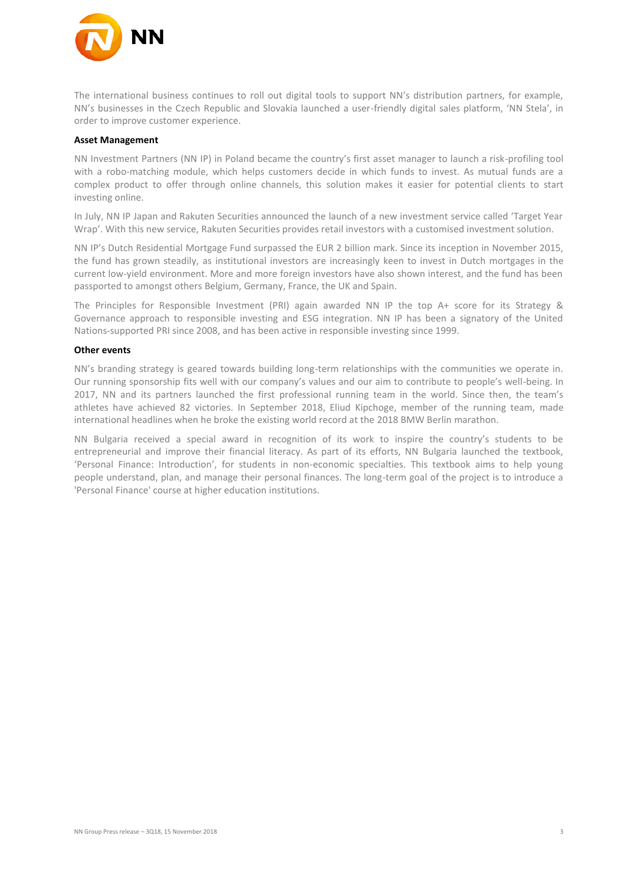The international business continues to roll out digital tools to support NN's distribution partners, for example, NN's businesses in the Czech Republic and Slovakia launched a user-friendly digital sales platform, 'NN Stela', in order to improve customer experience.

**Asset Management**

NN Investment Partners (NN IP) in Poland became the country's first asset manager to launch a risk-profiling tool with a robo-matching module, which helps customers decide in which funds to invest. As mutual funds are a complex product to offer through online channels, this solution makes it easier for potential clients to start investing online.

In July, NN IP Japan and Rakuten Securities announced the launch of a new investment service called 'Target Year Wrap'. With this new service, Rakuten Securities provides retail investors with a customised investment solution.

NN IP's Dutch Residential Mortgage Fund surpassed the EUR 2 billion mark. Since its inception in November 2015, the fund has grown steadily, as institutional investors are increasingly keen to invest in Dutch mortgages in the current low-yield environment. More and more foreign investors have also shown interest, and the fund has been passported to amongst others Belgium, Germany, France, the UK and Spain.

The Principles for Responsible Investment (PRI) again awarded NN IP the top A+ score for its Strategy & Governance approach to responsible investing and ESG integration. NN IP has been a signatory of the United Nations-supported PRI since 2008, and has been active in responsible investing since 1999.

**Other events**

NN's branding strategy is geared towards building long-term relationships with the communities we operate in. Our running sponsorship fits well with our company's values and our aim to contribute to people's well-being. In 2017, NN and its partners launched the first professional running team in the world. Since then, the team's athletes have achieved 82 victories. In September 2018, Eliud Kipchoge, member of the running team, made international headlines when he broke the existing world record at the 2018 BMW Berlin marathon.

NN Bulgaria received a special award in recognition of its work to inspire the country's students to be entrepreneurial and improve their financial literacy. As part of its efforts, NN Bulgaria launched the textbook, 'Personal Finance: Introduction', for students in non-economic specialties. This textbook aims to help young people understand, plan, and manage their personal finances. The long-term goal of the project is to introduce a 'Personal Finance' course at higher education institutions.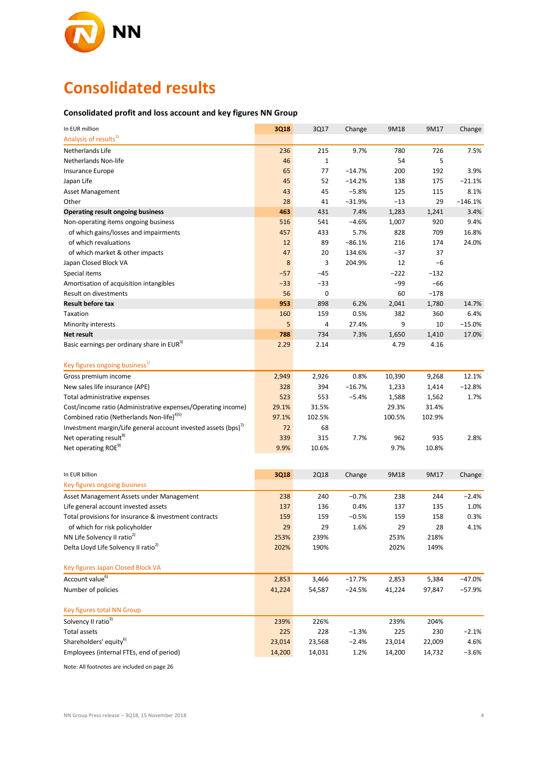# Consolidated results

## Consolidated profit and loss account and key figures NN Group

| In EUR million | 3Q18 | 3Q17 | Change | 9M18 | 9M17 | Change |
|---|---|---|---|---|---|---|
| Analysis of results[1] | | | | | | |
| Netherlands Life | 236 | 215 | 9.7% | 780 | 726 | 7.5% |
| Netherlands Non-life | 46 | 1 | | 54 | 5 | |
| Insurance Europe | 65 | 77 | −14.7% | 200 | 192 | 3.9% |
| Japan Life | 45 | 52 | −14.2% | 138 | 175 | −21.1% |
| Asset Management | 43 | 45 | −5.8% | 125 | 115 | 8.1% |
| Other | 28 | 41 | −31.9% | −13 | 29 | −146.1% |
| **Operating result ongoing business** | **463** | 431 | 7.4% | 1,283 | 1,241 | 3.4% |
| Non-operating items ongoing business | 516 | 541 | −4.6% | 1,007 | 920 | 9.4% |
| of which gains/losses and impairments | 457 | 433 | 5.7% | 828 | 709 | 16.8% |
| of which revaluations | 12 | 89 | −86.1% | 216 | 174 | 24.0% |
| of which market & other impacts | 47 | 20 | 134.6% | −37 | 37 | |
| Japan Closed Block VA | 8 | 3 | 204.9% | 12 | −6 | |
| Special items | −57 | −45 | | −222 | −132 | |
| Amortisation of acquisition intangibles | −33 | −33 | | −99 | −66 | |
| Result on divestments | 56 | 0 | | 60 | −178 | |
| **Result before tax** | **953** | 898 | 6.2% | 2,041 | 1,780 | 14.7% |
| Taxation | 160 | 159 | 0.5% | 382 | 360 | 6.4% |
| Minority interests | 5 | 4 | 27.4% | 9 | 10 | −15.0% |
| **Net result** | **788** | 734 | 7.3% | 1,650 | 1,410 | 17.0% |
| Basic earnings per ordinary share in EUR[3] | 2.29 | 2.14 | | 4.79 | 4.16 | |
| | | | | | | |
| Key figures ongoing business[1] | | | | | | |
| Gross premium income | 2,949 | 2,926 | 0.8% | 10,390 | 9,268 | 12.1% |
| New sales life insurance (APE) | 328 | 394 | −16.7% | 1,233 | 1,414 | −12.8% |
| Total administrative expenses | 523 | 553 | −5.4% | 1,588 | 1,562 | 1.7% |
| Cost/income ratio (Administrative expenses/Operating income) | 29.1% | 31.5% | | 29.3% | 31.4% | |
| Combined ratio (Netherlands Non-life)[4][5] | 97.1% | 102.5% | | 100.5% | 102.9% | |
| Investment margin/Life general account invested assets (bps)[7] | 72 | 68 | | | | |
| Net operating result[8] | 339 | 315 | 7.7% | 962 | 935 | 2.8% |
| Net operating ROE[9] | 9.9% | 10.6% | | 9.7% | 10.8% | |

| In EUR billion | 3Q18 | 2Q18 | Change | 9M18 | 9M17 | Change |
|---|---|---|---|---|---|---|
| Key figures ongoing business | | | | | | |
| Asset Management Assets under Management | 238 | 240 | −0.7% | 238 | 244 | −2.4% |
| Life general account invested assets | 137 | 136 | 0.4% | 137 | 135 | 1.0% |
| Total provisions for insurance & investment contracts | 159 | 159 | −0.5% | 159 | 158 | 0.3% |
| of which for risk policyholder | 29 | 29 | 1.6% | 29 | 28 | 4.1% |
| NN Life Solvency II ratio[2] | 253% | 239% | | 253% | 218% | |
| Delta Lloyd Life Solvency II ratio[2] | 202% | 190% | | 202% | 149% | |
| | | | | | | |
| Key figures Japan Closed Block VA | | | | | | |
| Account value[6] | 2,853 | 3,466 | −17.7% | 2,853 | 5,384 | −47.0% |
| Number of policies | 41,224 | 54,587 | −24.5% | 41,224 | 97,847 | −57.9% |
| | | | | | | |
| Key figures total NN Group | | | | | | |
| Solvency II ratio[2] | 239% | 226% | | 239% | 204% | |
| Total assets | 225 | 228 | −1.3% | 225 | 230 | −2.1% |
| Shareholders' equity[6] | 23,014 | 23,568 | −2.4% | 23,014 | 22,009 | 4.6% |
| Employees (internal FTEs, end of period) | 14,200 | 14,031 | 1.2% | 14,200 | 14,732 | −3.6% |

Note: All footnotes are included on page 26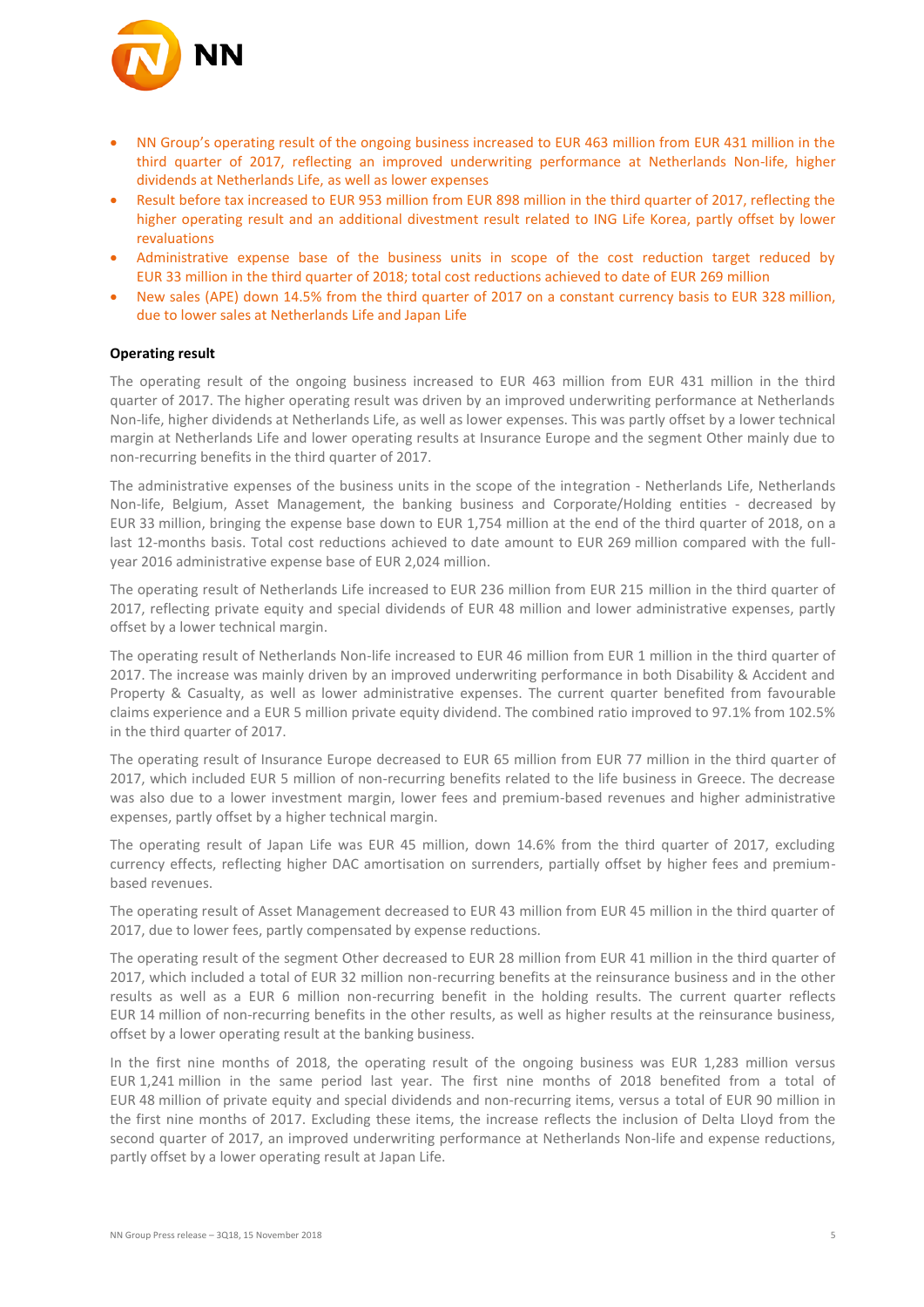- NN Group's operating result of the ongoing business increased to EUR 463 million from EUR 431 million in the third quarter of 2017, reflecting an improved underwriting performance at Netherlands Non-life, higher dividends at Netherlands Life, as well as lower expenses
- Result before tax increased to EUR 953 million from EUR 898 million in the third quarter of 2017, reflecting the higher operating result and an additional divestment result related to ING Life Korea, partly offset by lower revaluations
- Administrative expense base of the business units in scope of the cost reduction target reduced by EUR 33 million in the third quarter of 2018; total cost reductions achieved to date of EUR 269 million
- New sales (APE) down 14.5% from the third quarter of 2017 on a constant currency basis to EUR 328 million, due to lower sales at Netherlands Life and Japan Life

**Operating result**

The operating result of the ongoing business increased to EUR 463 million from EUR 431 million in the third quarter of 2017. The higher operating result was driven by an improved underwriting performance at Netherlands Non-life, higher dividends at Netherlands Life, as well as lower expenses. This was partly offset by a lower technical margin at Netherlands Life and lower operating results at Insurance Europe and the segment Other mainly due to non-recurring benefits in the third quarter of 2017.

The administrative expenses of the business units in the scope of the integration - Netherlands Life, Netherlands Non-life, Belgium, Asset Management, the banking business and Corporate/Holding entities - decreased by EUR 33 million, bringing the expense base down to EUR 1,754 million at the end of the third quarter of 2018, on a last 12-months basis. Total cost reductions achieved to date amount to EUR 269 million compared with the full-year 2016 administrative expense base of EUR 2,024 million.

The operating result of Netherlands Life increased to EUR 236 million from EUR 215 million in the third quarter of 2017, reflecting private equity and special dividends of EUR 48 million and lower administrative expenses, partly offset by a lower technical margin.

The operating result of Netherlands Non-life increased to EUR 46 million from EUR 1 million in the third quarter of 2017. The increase was mainly driven by an improved underwriting performance in both Disability & Accident and Property & Casualty, as well as lower administrative expenses. The current quarter benefited from favourable claims experience and a EUR 5 million private equity dividend. The combined ratio improved to 97.1% from 102.5% in the third quarter of 2017.

The operating result of Insurance Europe decreased to EUR 65 million from EUR 77 million in the third quarter of 2017, which included EUR 5 million of non-recurring benefits related to the life business in Greece. The decrease was also due to a lower investment margin, lower fees and premium-based revenues and higher administrative expenses, partly offset by a higher technical margin.

The operating result of Japan Life was EUR 45 million, down 14.6% from the third quarter of 2017, excluding currency effects, reflecting higher DAC amortisation on surrenders, partially offset by higher fees and premium-based revenues.

The operating result of Asset Management decreased to EUR 43 million from EUR 45 million in the third quarter of 2017, due to lower fees, partly compensated by expense reductions.

The operating result of the segment Other decreased to EUR 28 million from EUR 41 million in the third quarter of 2017, which included a total of EUR 32 million non-recurring benefits at the reinsurance business and in the other results as well as a EUR 6 million non-recurring benefit in the holding results. The current quarter reflects EUR 14 million of non-recurring benefits in the other results, as well as higher results at the reinsurance business, offset by a lower operating result at the banking business.

In the first nine months of 2018, the operating result of the ongoing business was EUR 1,283 million versus EUR 1,241 million in the same period last year. The first nine months of 2018 benefited from a total of EUR 48 million of private equity and special dividends and non-recurring items, versus a total of EUR 90 million in the first nine months of 2017. Excluding these items, the increase reflects the inclusion of Delta Lloyd from the second quarter of 2017, an improved underwriting performance at Netherlands Non-life and expense reductions, partly offset by a lower operating result at Japan Life.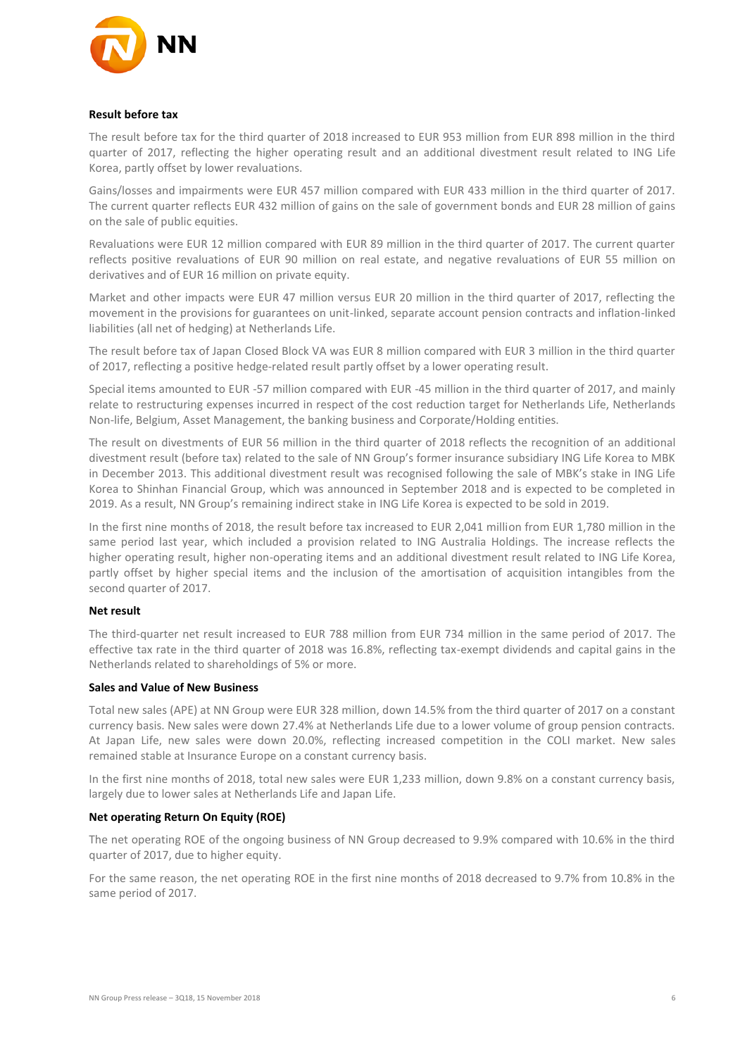**Result before tax**

The result before tax for the third quarter of 2018 increased to EUR 953 million from EUR 898 million in the third quarter of 2017, reflecting the higher operating result and an additional divestment result related to ING Life Korea, partly offset by lower revaluations.

Gains/losses and impairments were EUR 457 million compared with EUR 433 million in the third quarter of 2017. The current quarter reflects EUR 432 million of gains on the sale of government bonds and EUR 28 million of gains on the sale of public equities.

Revaluations were EUR 12 million compared with EUR 89 million in the third quarter of 2017. The current quarter reflects positive revaluations of EUR 90 million on real estate, and negative revaluations of EUR 55 million on derivatives and of EUR 16 million on private equity.

Market and other impacts were EUR 47 million versus EUR 20 million in the third quarter of 2017, reflecting the movement in the provisions for guarantees on unit-linked, separate account pension contracts and inflation-linked liabilities (all net of hedging) at Netherlands Life.

The result before tax of Japan Closed Block VA was EUR 8 million compared with EUR 3 million in the third quarter of 2017, reflecting a positive hedge-related result partly offset by a lower operating result.

Special items amounted to EUR -57 million compared with EUR -45 million in the third quarter of 2017, and mainly relate to restructuring expenses incurred in respect of the cost reduction target for Netherlands Life, Netherlands Non-life, Belgium, Asset Management, the banking business and Corporate/Holding entities.

The result on divestments of EUR 56 million in the third quarter of 2018 reflects the recognition of an additional divestment result (before tax) related to the sale of NN Group's former insurance subsidiary ING Life Korea to MBK in December 2013. This additional divestment result was recognised following the sale of MBK's stake in ING Life Korea to Shinhan Financial Group, which was announced in September 2018 and is expected to be completed in 2019. As a result, NN Group's remaining indirect stake in ING Life Korea is expected to be sold in 2019.

In the first nine months of 2018, the result before tax increased to EUR 2,041 million from EUR 1,780 million in the same period last year, which included a provision related to ING Australia Holdings. The increase reflects the higher operating result, higher non-operating items and an additional divestment result related to ING Life Korea, partly offset by higher special items and the inclusion of the amortisation of acquisition intangibles from the second quarter of 2017.

**Net result**

The third-quarter net result increased to EUR 788 million from EUR 734 million in the same period of 2017. The effective tax rate in the third quarter of 2018 was 16.8%, reflecting tax-exempt dividends and capital gains in the Netherlands related to shareholdings of 5% or more.

**Sales and Value of New Business**

Total new sales (APE) at NN Group were EUR 328 million, down 14.5% from the third quarter of 2017 on a constant currency basis. New sales were down 27.4% at Netherlands Life due to a lower volume of group pension contracts. At Japan Life, new sales were down 20.0%, reflecting increased competition in the COLI market. New sales remained stable at Insurance Europe on a constant currency basis.

In the first nine months of 2018, total new sales were EUR 1,233 million, down 9.8% on a constant currency basis, largely due to lower sales at Netherlands Life and Japan Life.

**Net operating Return On Equity (ROE)**

The net operating ROE of the ongoing business of NN Group decreased to 9.9% compared with 10.6% in the third quarter of 2017, due to higher equity.

For the same reason, the net operating ROE in the first nine months of 2018 decreased to 9.7% from 10.8% in the same period of 2017.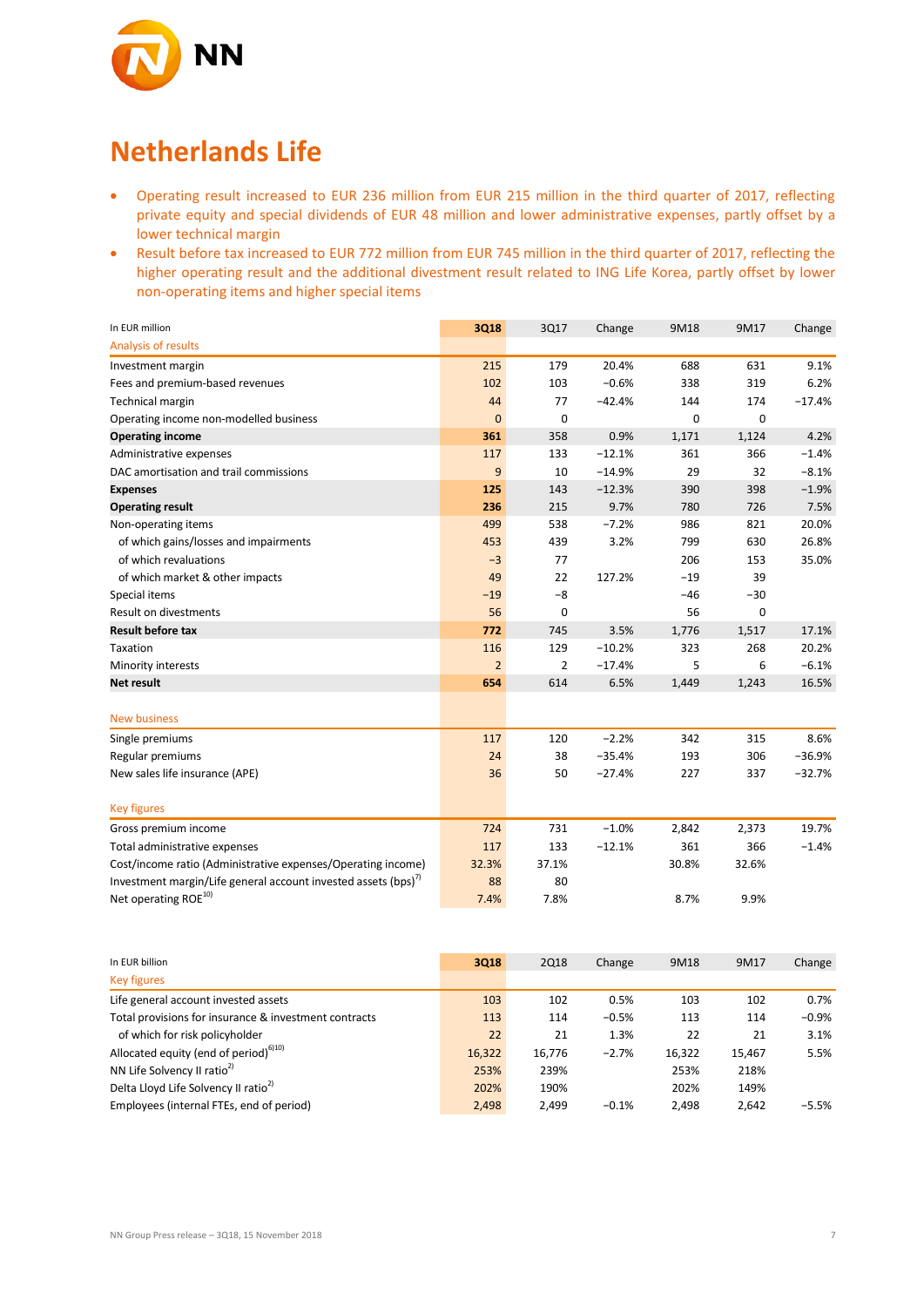# Netherlands Life

- Operating result increased to EUR 236 million from EUR 215 million in the third quarter of 2017, reflecting private equity and special dividends of EUR 48 million and lower administrative expenses, partly offset by a lower technical margin
- Result before tax increased to EUR 772 million from EUR 745 million in the third quarter of 2017, reflecting the higher operating result and the additional divestment result related to ING Life Korea, partly offset by lower non-operating items and higher special items

| In EUR million | 3Q18 | 3Q17 | Change | 9M18 | 9M17 | Change |
|---|---|---|---|---|---|---|
| Analysis of results | | | | | | |
| Investment margin | 215 | 179 | 20.4% | 688 | 631 | 9.1% |
| Fees and premium-based revenues | 102 | 103 | −0.6% | 338 | 319 | 6.2% |
| Technical margin | 44 | 77 | −42.4% | 144 | 174 | −17.4% |
| Operating income non-modelled business | 0 | 0 | | 0 | 0 | |
| **Operating income** | **361** | 358 | 0.9% | 1,171 | 1,124 | 4.2% |
| Administrative expenses | 117 | 133 | −12.1% | 361 | 366 | −1.4% |
| DAC amortisation and trail commissions | 9 | 10 | −14.9% | 29 | 32 | −8.1% |
| **Expenses** | **125** | 143 | −12.3% | 390 | 398 | −1.9% |
| **Operating result** | **236** | 215 | 9.7% | 780 | 726 | 7.5% |
| Non-operating items | 499 | 538 | −7.2% | 986 | 821 | 20.0% |
| of which gains/losses and impairments | 453 | 439 | 3.2% | 799 | 630 | 26.8% |
| of which revaluations | −3 | 77 | | 206 | 153 | 35.0% |
| of which market & other impacts | 49 | 22 | 127.2% | −19 | 39 | |
| Special items | −19 | −8 | | −46 | −30 | |
| Result on divestments | 56 | 0 | | 56 | 0 | |
| **Result before tax** | **772** | 745 | 3.5% | 1,776 | 1,517 | 17.1% |
| Taxation | 116 | 129 | −10.2% | 323 | 268 | 20.2% |
| Minority interests | 2 | 2 | −17.4% | 5 | 6 | −6.1% |
| **Net result** | **654** | 614 | 6.5% | 1,449 | 1,243 | 16.5% |
| | | | | | | |
| New business | | | | | | |
| Single premiums | 117 | 120 | −2.2% | 342 | 315 | 8.6% |
| Regular premiums | 24 | 38 | −35.4% | 193 | 306 | −36.9% |
| New sales life insurance (APE) | 36 | 50 | −27.4% | 227 | 337 | −32.7% |
| | | | | | | |
| Key figures | | | | | | |
| Gross premium income | 724 | 731 | −1.0% | 2,842 | 2,373 | 19.7% |
| Total administrative expenses | 117 | 133 | −12.1% | 361 | 366 | −1.4% |
| Cost/income ratio (Administrative expenses/Operating income) | 32.3% | 37.1% | | 30.8% | 32.6% | |
| Investment margin/Life general account invested assets (bps)[7] | 88 | 80 | | | | |
| Net operating ROE[10] | 7.4% | 7.8% | | 8.7% | 9.9% | |

| In EUR billion | 3Q18 | 2Q18 | Change | 9M18 | 9M17 | Change |
|---|---|---|---|---|---|---|
| Key figures | | | | | | |
| Life general account invested assets | 103 | 102 | 0.5% | 103 | 102 | 0.7% |
| Total provisions for insurance & investment contracts | 113 | 114 | −0.5% | 113 | 114 | −0.9% |
| of which for risk policyholder | 22 | 21 | 1.3% | 22 | 21 | 3.1% |
| Allocated equity (end of period)[6][10] | 16,322 | 16,776 | −2.7% | 16,322 | 15,467 | 5.5% |
| NN Life Solvency II ratio[2] | 253% | 239% | | 253% | 218% | |
| Delta Lloyd Life Solvency II ratio[2] | 202% | 190% | | 202% | 149% | |
| Employees (internal FTEs, end of period) | 2,498 | 2,499 | −0.1% | 2,498 | 2,642 | −5.5% |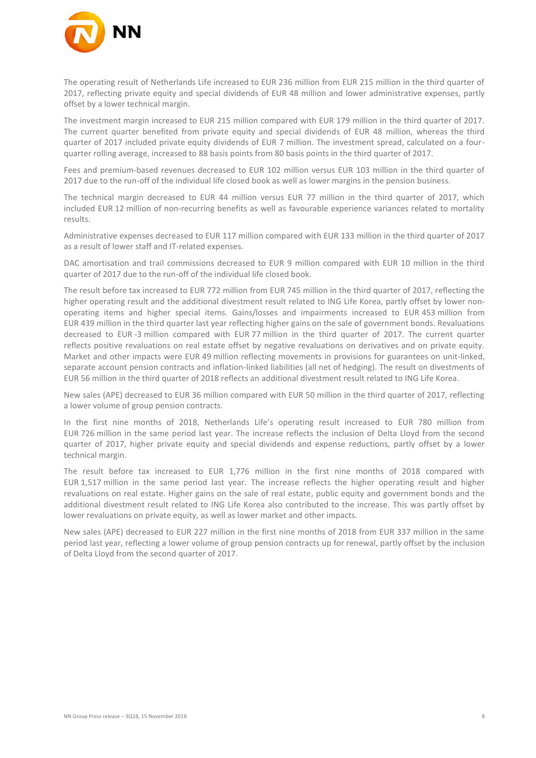The operating result of Netherlands Life increased to EUR 236 million from EUR 215 million in the third quarter of 2017, reflecting private equity and special dividends of EUR 48 million and lower administrative expenses, partly offset by a lower technical margin.

The investment margin increased to EUR 215 million compared with EUR 179 million in the third quarter of 2017. The current quarter benefited from private equity and special dividends of EUR 48 million, whereas the third quarter of 2017 included private equity dividends of EUR 7 million. The investment spread, calculated on a four-quarter rolling average, increased to 88 basis points from 80 basis points in the third quarter of 2017.

Fees and premium-based revenues decreased to EUR 102 million versus EUR 103 million in the third quarter of 2017 due to the run-off of the individual life closed book as well as lower margins in the pension business.

The technical margin decreased to EUR 44 million versus EUR 77 million in the third quarter of 2017, which included EUR 12 million of non-recurring benefits as well as favourable experience variances related to mortality results.

Administrative expenses decreased to EUR 117 million compared with EUR 133 million in the third quarter of 2017 as a result of lower staff and IT-related expenses.

DAC amortisation and trail commissions decreased to EUR 9 million compared with EUR 10 million in the third quarter of 2017 due to the run-off of the individual life closed book.

The result before tax increased to EUR 772 million from EUR 745 million in the third quarter of 2017, reflecting the higher operating result and the additional divestment result related to ING Life Korea, partly offset by lower non-operating items and higher special items. Gains/losses and impairments increased to EUR 453 million from EUR 439 million in the third quarter last year reflecting higher gains on the sale of government bonds. Revaluations decreased to EUR -3 million compared with EUR 77 million in the third quarter of 2017. The current quarter reflects positive revaluations on real estate offset by negative revaluations on derivatives and on private equity. Market and other impacts were EUR 49 million reflecting movements in provisions for guarantees on unit-linked, separate account pension contracts and inflation-linked liabilities (all net of hedging). The result on divestments of EUR 56 million in the third quarter of 2018 reflects an additional divestment result related to ING Life Korea.

New sales (APE) decreased to EUR 36 million compared with EUR 50 million in the third quarter of 2017, reflecting a lower volume of group pension contracts.

In the first nine months of 2018, Netherlands Life's operating result increased to EUR 780 million from EUR 726 million in the same period last year. The increase reflects the inclusion of Delta Lloyd from the second quarter of 2017, higher private equity and special dividends and expense reductions, partly offset by a lower technical margin.

The result before tax increased to EUR 1,776 million in the first nine months of 2018 compared with EUR 1,517 million in the same period last year. The increase reflects the higher operating result and higher revaluations on real estate. Higher gains on the sale of real estate, public equity and government bonds and the additional divestment result related to ING Life Korea also contributed to the increase. This was partly offset by lower revaluations on private equity, as well as lower market and other impacts.

New sales (APE) decreased to EUR 227 million in the first nine months of 2018 from EUR 337 million in the same period last year, reflecting a lower volume of group pension contracts up for renewal, partly offset by the inclusion of Delta Lloyd from the second quarter of 2017.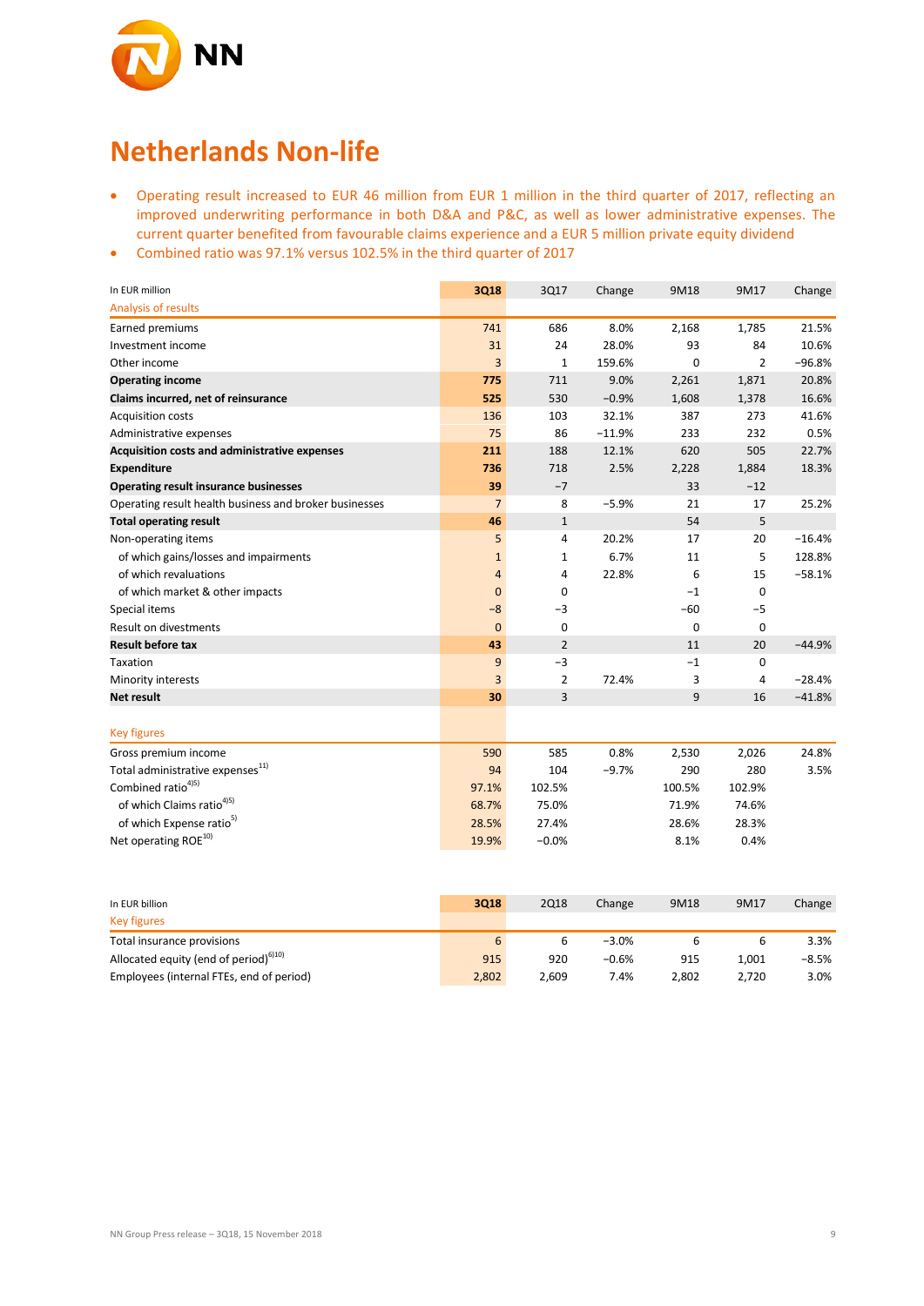# Netherlands Non-life

- Operating result increased to EUR 46 million from EUR 1 million in the third quarter of 2017, reflecting an improved underwriting performance in both D&A and P&C, as well as lower administrative expenses. The current quarter benefited from favourable claims experience and a EUR 5 million private equity dividend
- Combined ratio was 97.1% versus 102.5% in the third quarter of 2017

| In EUR million | 3Q18 | 3Q17 | Change | 9M18 | 9M17 | Change |
|---|---|---|---|---|---|---|
| Analysis of results | | | | | | |
| Earned premiums | 741 | 686 | 8.0% | 2,168 | 1,785 | 21.5% |
| Investment income | 31 | 24 | 28.0% | 93 | 84 | 10.6% |
| Other income | 3 | 1 | 159.6% | 0 | 2 | −96.8% |
| **Operating income** | **775** | 711 | 9.0% | 2,261 | 1,871 | 20.8% |
| **Claims incurred, net of reinsurance** | **525** | 530 | −0.9% | 1,608 | 1,378 | 16.6% |
| Acquisition costs | 136 | 103 | 32.1% | 387 | 273 | 41.6% |
| Administrative expenses | 75 | 86 | −11.9% | 233 | 232 | 0.5% |
| **Acquisition costs and administrative expenses** | **211** | 188 | 12.1% | 620 | 505 | 22.7% |
| **Expenditure** | **736** | 718 | 2.5% | 2,228 | 1,884 | 18.3% |
| **Operating result insurance businesses** | **39** | −7 | | 33 | −12 | |
| Operating result health business and broker businesses | 7 | 8 | −5.9% | 21 | 17 | 25.2% |
| **Total operating result** | **46** | 1 | | 54 | 5 | |
| Non-operating items | 5 | 4 | 20.2% | 17 | 20 | −16.4% |
| of which gains/losses and impairments | 1 | 1 | 6.7% | 11 | 5 | 128.8% |
| of which revaluations | 4 | 4 | 22.8% | 6 | 15 | −58.1% |
| of which market & other impacts | 0 | 0 | | −1 | 0 | |
| Special items | −8 | −3 | | −60 | −5 | |
| Result on divestments | 0 | 0 | | 0 | 0 | |
| **Result before tax** | **43** | 2 | | 11 | 20 | −44.9% |
| Taxation | 9 | −3 | | −1 | 0 | |
| Minority interests | 3 | 2 | 72.4% | 3 | 4 | −28.4% |
| **Net result** | **30** | 3 | | 9 | 16 | −41.8% |
| | | | | | | |
| Key figures | | | | | | |
| Gross premium income | 590 | 585 | 0.8% | 2,530 | 2,026 | 24.8% |
| Total administrative expenses[11) | 94 | 104 | −9.7% | 290 | 280 | 3.5% |
| Combined ratio[4)5)] | 97.1% | 102.5% | | 100.5% | 102.9% | |
| of which Claims ratio[4)5)] | 68.7% | 75.0% | | 71.9% | 74.6% | |
| of which Expense ratio[5)] | 28.5% | 27.4% | | 28.6% | 28.3% | |
| Net operating ROE[10)] | 19.9% | −0.0% | | 8.1% | 0.4% | |

| In EUR billion | 3Q18 | 2Q18 | Change | 9M18 | 9M17 | Change |
|---|---|---|---|---|---|---|
| Key figures | | | | | | |
| Total insurance provisions | 6 | 6 | −3.0% | 6 | 6 | 3.3% |
| Allocated equity (end of period)[6)10)] | 915 | 920 | −0.6% | 915 | 1,001 | −8.5% |
| Employees (internal FTEs, end of period) | 2,802 | 2,609 | 7.4% | 2,802 | 2,720 | 3.0% |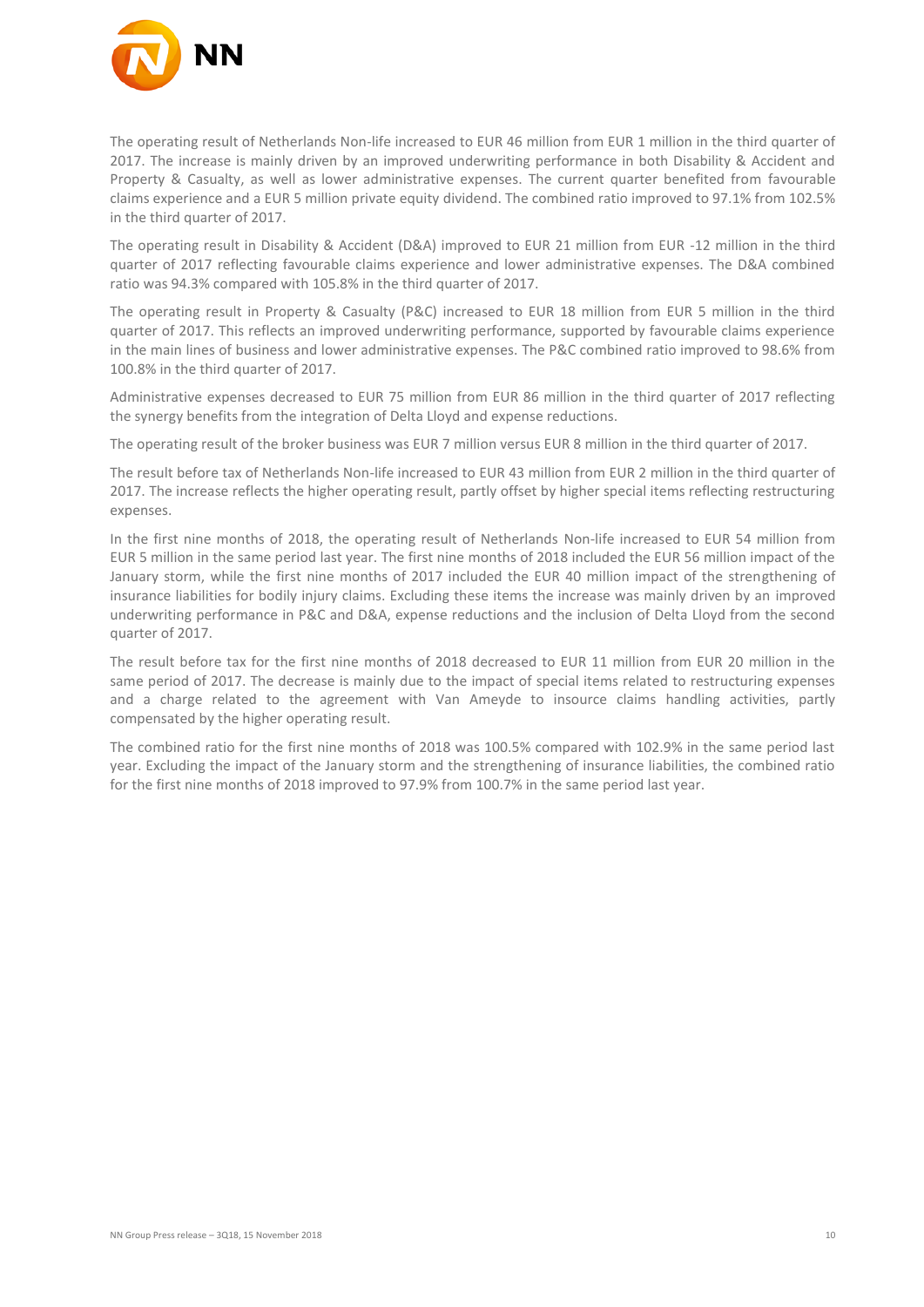The operating result of Netherlands Non-life increased to EUR 46 million from EUR 1 million in the third quarter of 2017. The increase is mainly driven by an improved underwriting performance in both Disability & Accident and Property & Casualty, as well as lower administrative expenses. The current quarter benefited from favourable claims experience and a EUR 5 million private equity dividend. The combined ratio improved to 97.1% from 102.5% in the third quarter of 2017.

The operating result in Disability & Accident (D&A) improved to EUR 21 million from EUR -12 million in the third quarter of 2017 reflecting favourable claims experience and lower administrative expenses. The D&A combined ratio was 94.3% compared with 105.8% in the third quarter of 2017.

The operating result in Property & Casualty (P&C) increased to EUR 18 million from EUR 5 million in the third quarter of 2017. This reflects an improved underwriting performance, supported by favourable claims experience in the main lines of business and lower administrative expenses. The P&C combined ratio improved to 98.6% from 100.8% in the third quarter of 2017.

Administrative expenses decreased to EUR 75 million from EUR 86 million in the third quarter of 2017 reflecting the synergy benefits from the integration of Delta Lloyd and expense reductions.

The operating result of the broker business was EUR 7 million versus EUR 8 million in the third quarter of 2017.

The result before tax of Netherlands Non-life increased to EUR 43 million from EUR 2 million in the third quarter of 2017. The increase reflects the higher operating result, partly offset by higher special items reflecting restructuring expenses.

In the first nine months of 2018, the operating result of Netherlands Non-life increased to EUR 54 million from EUR 5 million in the same period last year. The first nine months of 2018 included the EUR 56 million impact of the January storm, while the first nine months of 2017 included the EUR 40 million impact of the strengthening of insurance liabilities for bodily injury claims. Excluding these items the increase was mainly driven by an improved underwriting performance in P&C and D&A, expense reductions and the inclusion of Delta Lloyd from the second quarter of 2017.

The result before tax for the first nine months of 2018 decreased to EUR 11 million from EUR 20 million in the same period of 2017. The decrease is mainly due to the impact of special items related to restructuring expenses and a charge related to the agreement with Van Ameyde to insource claims handling activities, partly compensated by the higher operating result.

The combined ratio for the first nine months of 2018 was 100.5% compared with 102.9% in the same period last year. Excluding the impact of the January storm and the strengthening of insurance liabilities, the combined ratio for the first nine months of 2018 improved to 97.9% from 100.7% in the same period last year.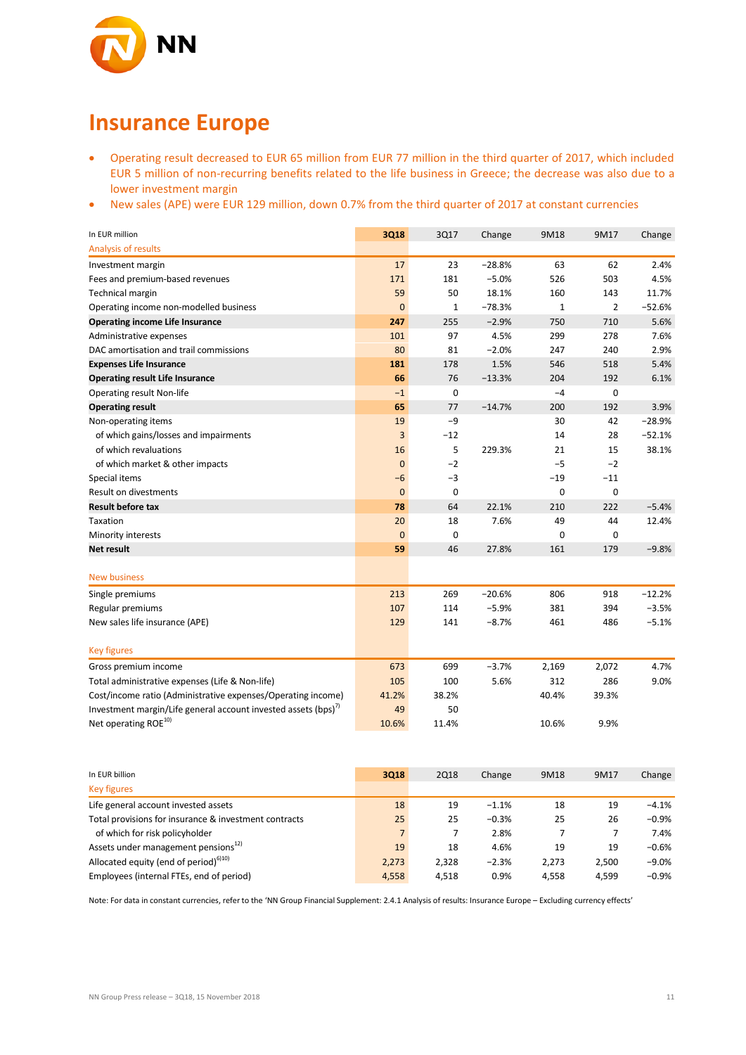# Insurance Europe

- Operating result decreased to EUR 65 million from EUR 77 million in the third quarter of 2017, which included EUR 5 million of non-recurring benefits related to the life business in Greece; the decrease was also due to a lower investment margin
- New sales (APE) were EUR 129 million, down 0.7% from the third quarter of 2017 at constant currencies

| In EUR million | 3Q18 | 3Q17 | Change | 9M18 | 9M17 | Change |
|---|---|---|---|---|---|---|
| Analysis of results | | | | | | |
| Investment margin | 17 | 23 | −28.8% | 63 | 62 | 2.4% |
| Fees and premium-based revenues | 171 | 181 | −5.0% | 526 | 503 | 4.5% |
| Technical margin | 59 | 50 | 18.1% | 160 | 143 | 11.7% |
| Operating income non-modelled business | 0 | 1 | −78.3% | 1 | 2 | −52.6% |
| **Operating income Life Insurance** | **247** | 255 | −2.9% | 750 | 710 | 5.6% |
| Administrative expenses | 101 | 97 | 4.5% | 299 | 278 | 7.6% |
| DAC amortisation and trail commissions | 80 | 81 | −2.0% | 247 | 240 | 2.9% |
| **Expenses Life Insurance** | **181** | 178 | 1.5% | 546 | 518 | 5.4% |
| **Operating result Life Insurance** | **66** | 76 | −13.3% | 204 | 192 | 6.1% |
| Operating result Non-life | −1 | 0 | | −4 | 0 | |
| **Operating result** | **65** | 77 | −14.7% | 200 | 192 | 3.9% |
| Non-operating items | 19 | −9 | | 30 | 42 | −28.9% |
| of which gains/losses and impairments | 3 | −12 | | 14 | 28 | −52.1% |
| of which revaluations | 16 | 5 | 229.3% | 21 | 15 | 38.1% |
| of which market & other impacts | 0 | −2 | | −5 | −2 | |
| Special items | −6 | −3 | | −19 | −11 | |
| Result on divestments | 0 | 0 | | 0 | 0 | |
| **Result before tax** | **78** | 64 | 22.1% | 210 | 222 | −5.4% |
| Taxation | 20 | 18 | 7.6% | 49 | 44 | 12.4% |
| Minority interests | 0 | 0 | | 0 | 0 | |
| **Net result** | **59** | 46 | 27.8% | 161 | 179 | −9.8% |
| New business | | | | | | |
| Single premiums | 213 | 269 | −20.6% | 806 | 918 | −12.2% |
| Regular premiums | 107 | 114 | −5.9% | 381 | 394 | −3.5% |
| New sales life insurance (APE) | 129 | 141 | −8.7% | 461 | 486 | −5.1% |
| Key figures | | | | | | |
| Gross premium income | 673 | 699 | −3.7% | 2,169 | 2,072 | 4.7% |
| Total administrative expenses (Life & Non-life) | 105 | 100 | 5.6% | 312 | 286 | 9.0% |
| Cost/income ratio (Administrative expenses/Operating income) | 41.2% | 38.2% | | 40.4% | 39.3% | |
| Investment margin/Life general account invested assets (bps)[7] | 49 | 50 | | | | |
| Net operating ROE[10] | 10.6% | 11.4% | | 10.6% | 9.9% | |

| In EUR billion | 3Q18 | 2Q18 | Change | 9M18 | 9M17 | Change |
|---|---|---|---|---|---|---|
| Key figures | | | | | | |
| Life general account invested assets | 18 | 19 | −1.1% | 18 | 19 | −4.1% |
| Total provisions for insurance & investment contracts | 25 | 25 | −0.3% | 25 | 26 | −0.9% |
| of which for risk policyholder | 7 | 7 | 2.8% | 7 | 7 | 7.4% |
| Assets under management pensions[12] | 19 | 18 | 4.6% | 19 | 19 | −0.6% |
| Allocated equity (end of period)[6][10] | 2,273 | 2,328 | −2.3% | 2,273 | 2,500 | −9.0% |
| Employees (internal FTEs, end of period) | 4,558 | 4,518 | 0.9% | 4,558 | 4,599 | −0.9% |

Note: For data in constant currencies, refer to the 'NN Group Financial Supplement: 2.4.1 Analysis of results: Insurance Europe – Excluding currency effects'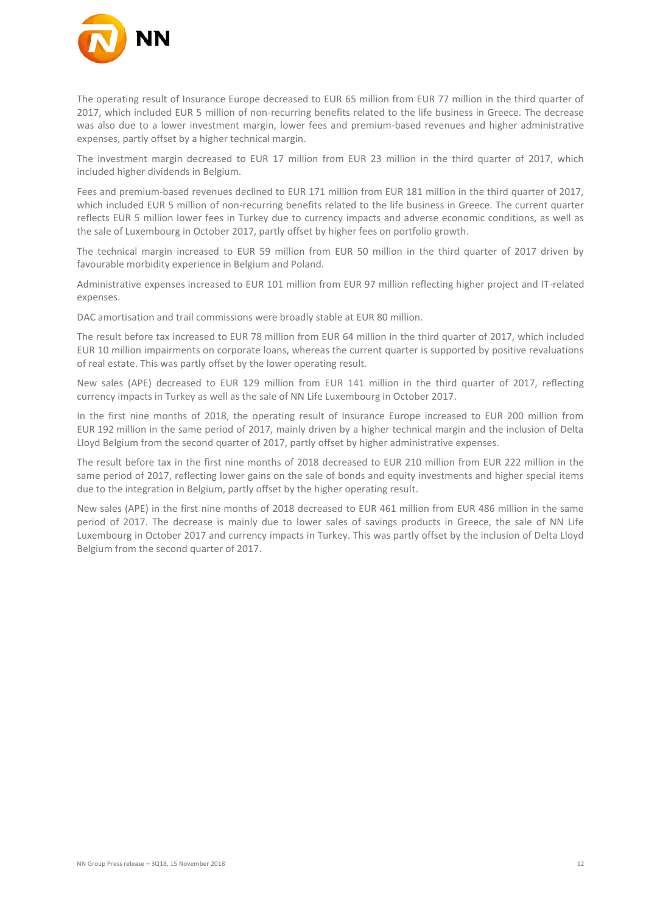The operating result of Insurance Europe decreased to EUR 65 million from EUR 77 million in the third quarter of 2017, which included EUR 5 million of non-recurring benefits related to the life business in Greece. The decrease was also due to a lower investment margin, lower fees and premium-based revenues and higher administrative expenses, partly offset by a higher technical margin.

The investment margin decreased to EUR 17 million from EUR 23 million in the third quarter of 2017, which included higher dividends in Belgium.

Fees and premium-based revenues declined to EUR 171 million from EUR 181 million in the third quarter of 2017, which included EUR 5 million of non-recurring benefits related to the life business in Greece. The current quarter reflects EUR 5 million lower fees in Turkey due to currency impacts and adverse economic conditions, as well as the sale of Luxembourg in October 2017, partly offset by higher fees on portfolio growth.

The technical margin increased to EUR 59 million from EUR 50 million in the third quarter of 2017 driven by favourable morbidity experience in Belgium and Poland.

Administrative expenses increased to EUR 101 million from EUR 97 million reflecting higher project and IT-related expenses.

DAC amortisation and trail commissions were broadly stable at EUR 80 million.

The result before tax increased to EUR 78 million from EUR 64 million in the third quarter of 2017, which included EUR 10 million impairments on corporate loans, whereas the current quarter is supported by positive revaluations of real estate. This was partly offset by the lower operating result.

New sales (APE) decreased to EUR 129 million from EUR 141 million in the third quarter of 2017, reflecting currency impacts in Turkey as well as the sale of NN Life Luxembourg in October 2017.

In the first nine months of 2018, the operating result of Insurance Europe increased to EUR 200 million from EUR 192 million in the same period of 2017, mainly driven by a higher technical margin and the inclusion of Delta Lloyd Belgium from the second quarter of 2017, partly offset by higher administrative expenses.

The result before tax in the first nine months of 2018 decreased to EUR 210 million from EUR 222 million in the same period of 2017, reflecting lower gains on the sale of bonds and equity investments and higher special items due to the integration in Belgium, partly offset by the higher operating result.

New sales (APE) in the first nine months of 2018 decreased to EUR 461 million from EUR 486 million in the same period of 2017. The decrease is mainly due to lower sales of savings products in Greece, the sale of NN Life Luxembourg in October 2017 and currency impacts in Turkey. This was partly offset by the inclusion of Delta Lloyd Belgium from the second quarter of 2017.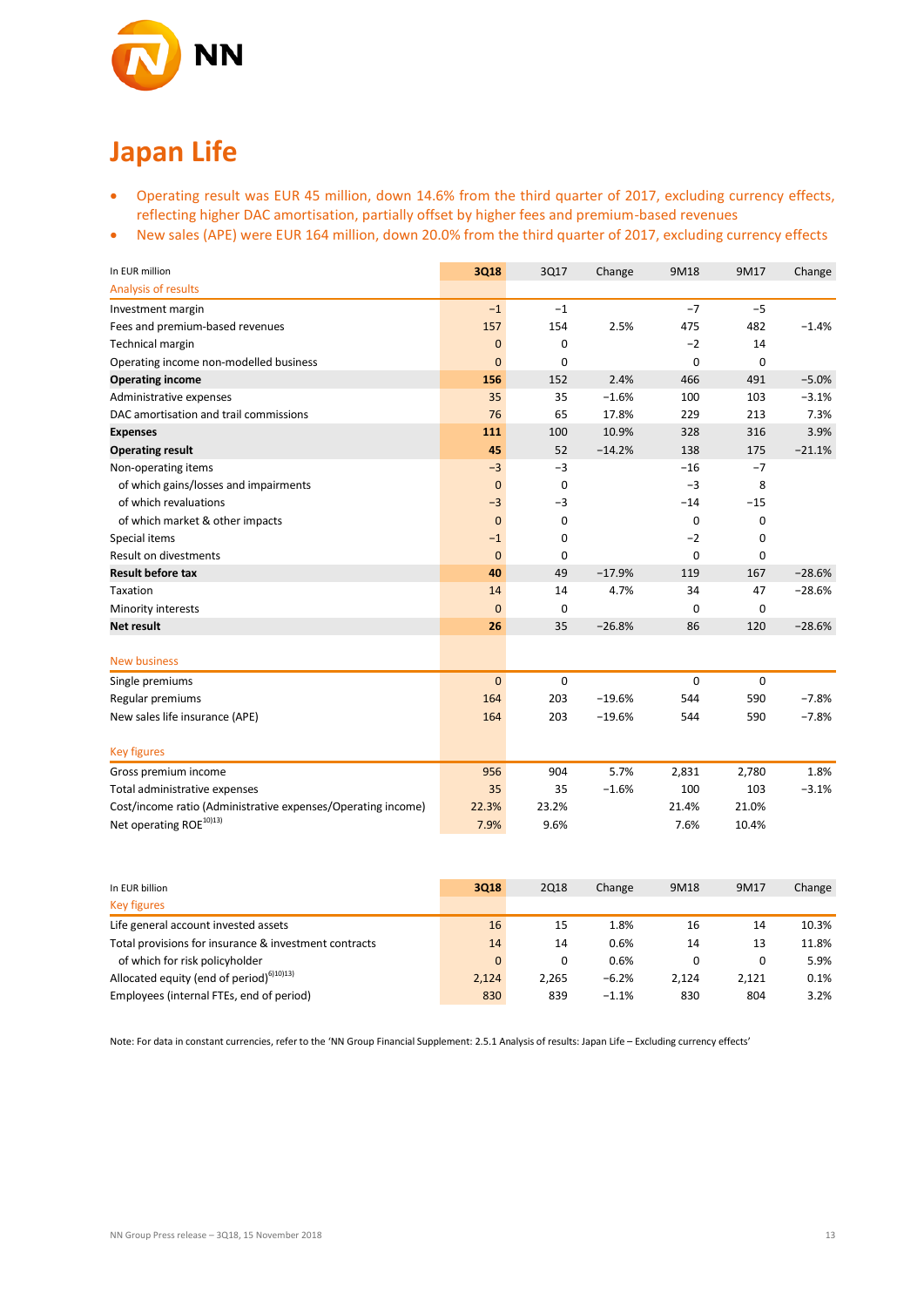# Japan Life

- Operating result was EUR 45 million, down 14.6% from the third quarter of 2017, excluding currency effects, reflecting higher DAC amortisation, partially offset by higher fees and premium-based revenues
- New sales (APE) were EUR 164 million, down 20.0% from the third quarter of 2017, excluding currency effects

| In EUR million | 3Q18 | 3Q17 | Change | 9M18 | 9M17 | Change |
|---|---|---|---|---|---|---|
| Analysis of results | | | | | | |
| Investment margin | −1 | −1 | | −7 | −5 | |
| Fees and premium-based revenues | 157 | 154 | 2.5% | 475 | 482 | −1.4% |
| Technical margin | 0 | 0 | | −2 | 14 | |
| Operating income non-modelled business | 0 | 0 | | 0 | 0 | |
| **Operating income** | **156** | 152 | 2.4% | 466 | 491 | −5.0% |
| Administrative expenses | 35 | 35 | −1.6% | 100 | 103 | −3.1% |
| DAC amortisation and trail commissions | 76 | 65 | 17.8% | 229 | 213 | 7.3% |
| **Expenses** | **111** | 100 | 10.9% | 328 | 316 | 3.9% |
| **Operating result** | **45** | 52 | −14.2% | 138 | 175 | −21.1% |
| Non-operating items | −3 | −3 | | −16 | −7 | |
| of which gains/losses and impairments | 0 | 0 | | −3 | 8 | |
| of which revaluations | −3 | −3 | | −14 | −15 | |
| of which market & other impacts | 0 | 0 | | 0 | 0 | |
| Special items | −1 | 0 | | −2 | 0 | |
| Result on divestments | 0 | 0 | | 0 | 0 | |
| **Result before tax** | **40** | 49 | −17.9% | 119 | 167 | −28.6% |
| Taxation | 14 | 14 | 4.7% | 34 | 47 | −28.6% |
| Minority interests | 0 | 0 | | 0 | 0 | |
| **Net result** | **26** | 35 | −26.8% | 86 | 120 | −28.6% |
| | | | | | | |
| New business | | | | | | |
| Single premiums | 0 | 0 | | 0 | 0 | |
| Regular premiums | 164 | 203 | −19.6% | 544 | 590 | −7.8% |
| New sales life insurance (APE) | 164 | 203 | −19.6% | 544 | 590 | −7.8% |
| | | | | | | |
| Key figures | | | | | | |
| Gross premium income | 956 | 904 | 5.7% | 2,831 | 2,780 | 1.8% |
| Total administrative expenses | 35 | 35 | −1.6% | 100 | 103 | −3.1% |
| Cost/income ratio (Administrative expenses/Operating income) | 22.3% | 23.2% | | 21.4% | 21.0% | |
| Net operating ROE[10)13)] | 7.9% | 9.6% | | 7.6% | 10.4% | |

| In EUR billion | 3Q18 | 2Q18 | Change | 9M18 | 9M17 | Change |
|---|---|---|---|---|---|---|
| Key figures | | | | | | |
| Life general account invested assets | 16 | 15 | 1.8% | 16 | 14 | 10.3% |
| Total provisions for insurance & investment contracts | 14 | 14 | 0.6% | 14 | 13 | 11.8% |
| of which for risk policyholder | 0 | 0 | 0.6% | 0 | 0 | 5.9% |
| Allocated equity (end of period)[6)10)13)] | 2,124 | 2,265 | −6.2% | 2,124 | 2,121 | 0.1% |
| Employees (internal FTEs, end of period) | 830 | 839 | −1.1% | 830 | 804 | 3.2% |

Note: For data in constant currencies, refer to the 'NN Group Financial Supplement: 2.5.1 Analysis of results: Japan Life – Excluding currency effects'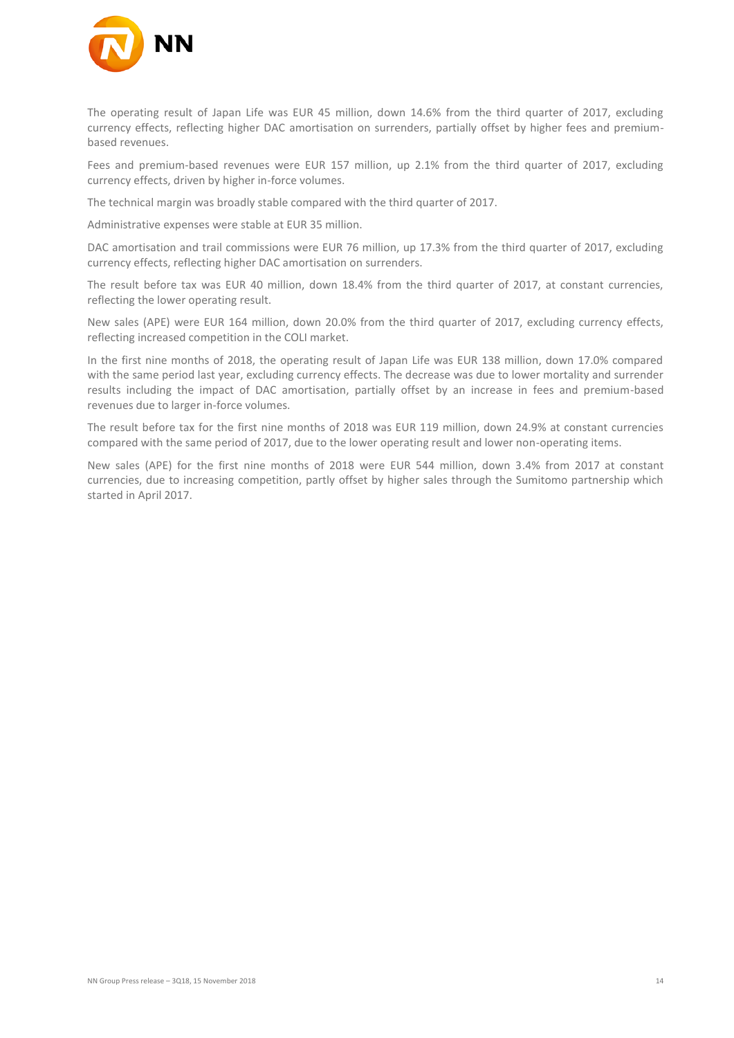The operating result of Japan Life was EUR 45 million, down 14.6% from the third quarter of 2017, excluding currency effects, reflecting higher DAC amortisation on surrenders, partially offset by higher fees and premium-based revenues.

Fees and premium-based revenues were EUR 157 million, up 2.1% from the third quarter of 2017, excluding currency effects, driven by higher in-force volumes.

The technical margin was broadly stable compared with the third quarter of 2017.

Administrative expenses were stable at EUR 35 million.

DAC amortisation and trail commissions were EUR 76 million, up 17.3% from the third quarter of 2017, excluding currency effects, reflecting higher DAC amortisation on surrenders.

The result before tax was EUR 40 million, down 18.4% from the third quarter of 2017, at constant currencies, reflecting the lower operating result.

New sales (APE) were EUR 164 million, down 20.0% from the third quarter of 2017, excluding currency effects, reflecting increased competition in the COLI market.

In the first nine months of 2018, the operating result of Japan Life was EUR 138 million, down 17.0% compared with the same period last year, excluding currency effects. The decrease was due to lower mortality and surrender results including the impact of DAC amortisation, partially offset by an increase in fees and premium-based revenues due to larger in-force volumes.

The result before tax for the first nine months of 2018 was EUR 119 million, down 24.9% at constant currencies compared with the same period of 2017, due to the lower operating result and lower non-operating items.

New sales (APE) for the first nine months of 2018 were EUR 544 million, down 3.4% from 2017 at constant currencies, due to increasing competition, partly offset by higher sales through the Sumitomo partnership which started in April 2017.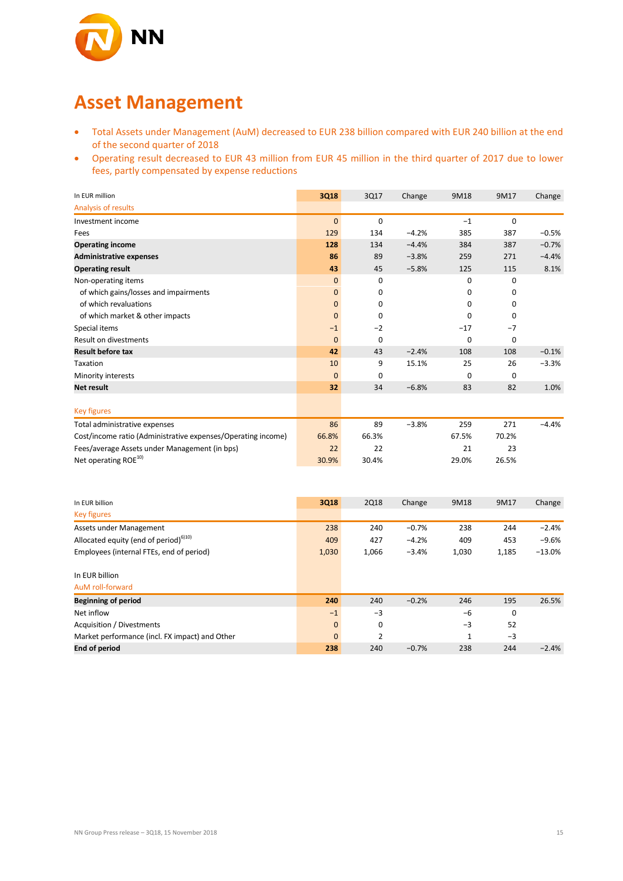# Asset Management

- Total Assets under Management (AuM) decreased to EUR 238 billion compared with EUR 240 billion at the end of the second quarter of 2018
- Operating result decreased to EUR 43 million from EUR 45 million in the third quarter of 2017 due to lower fees, partly compensated by expense reductions

| In EUR million | 3Q18 | 3Q17 | Change | 9M18 | 9M17 | Change |
|---|---|---|---|---|---|---|
| Analysis of results | | | | | | |
| Investment income | 0 | 0 | | −1 | 0 | |
| Fees | 129 | 134 | −4.2% | 385 | 387 | −0.5% |
| **Operating income** | **128** | 134 | −4.4% | 384 | 387 | −0.7% |
| **Administrative expenses** | **86** | 89 | −3.8% | 259 | 271 | −4.4% |
| **Operating result** | **43** | 45 | −5.8% | 125 | 115 | 8.1% |
| Non-operating items | 0 | 0 | | 0 | 0 | |
| of which gains/losses and impairments | 0 | 0 | | 0 | 0 | |
| of which revaluations | 0 | 0 | | 0 | 0 | |
| of which market & other impacts | 0 | 0 | | 0 | 0 | |
| Special items | −1 | −2 | | −17 | −7 | |
| Result on divestments | 0 | 0 | | 0 | 0 | |
| **Result before tax** | **42** | 43 | −2.4% | 108 | 108 | −0.1% |
| Taxation | 10 | 9 | 15.1% | 25 | 26 | −3.3% |
| Minority interests | 0 | 0 | | 0 | 0 | |
| **Net result** | **32** | 34 | −6.8% | 83 | 82 | 1.0% |
| | | | | | | |
| Key figures | | | | | | |
| Total administrative expenses | 86 | 89 | −3.8% | 259 | 271 | −4.4% |
| Cost/income ratio (Administrative expenses/Operating income) | 66.8% | 66.3% | | 67.5% | 70.2% | |
| Fees/average Assets under Management (in bps) | 22 | 22 | | 21 | 23 | |
| Net operating ROE[10] | 30.9% | 30.4% | | 29.0% | 26.5% | |

| In EUR billion | 3Q18 | 2Q18 | Change | 9M18 | 9M17 | Change |
|---|---|---|---|---|---|---|
| Key figures | | | | | | |
| Assets under Management | 238 | 240 | −0.7% | 238 | 244 | −2.4% |
| Allocated equity (end of period)[6][10] | 409 | 427 | −4.2% | 409 | 453 | −9.6% |
| Employees (internal FTEs, end of period) | 1,030 | 1,066 | −3.4% | 1,030 | 1,185 | −13.0% |
| | | | | | | |
| In EUR billion | | | | | | |
| AuM roll-forward | | | | | | |
| **Beginning of period** | **240** | 240 | −0.2% | 246 | 195 | 26.5% |
| Net inflow | −1 | −3 | | −6 | 0 | |
| Acquisition / Divestments | 0 | 0 | | −3 | 52 | |
| Market performance (incl. FX impact) and Other | 0 | 2 | | 1 | −3 | |
| **End of period** | **238** | 240 | −0.7% | 238 | 244 | −2.4% |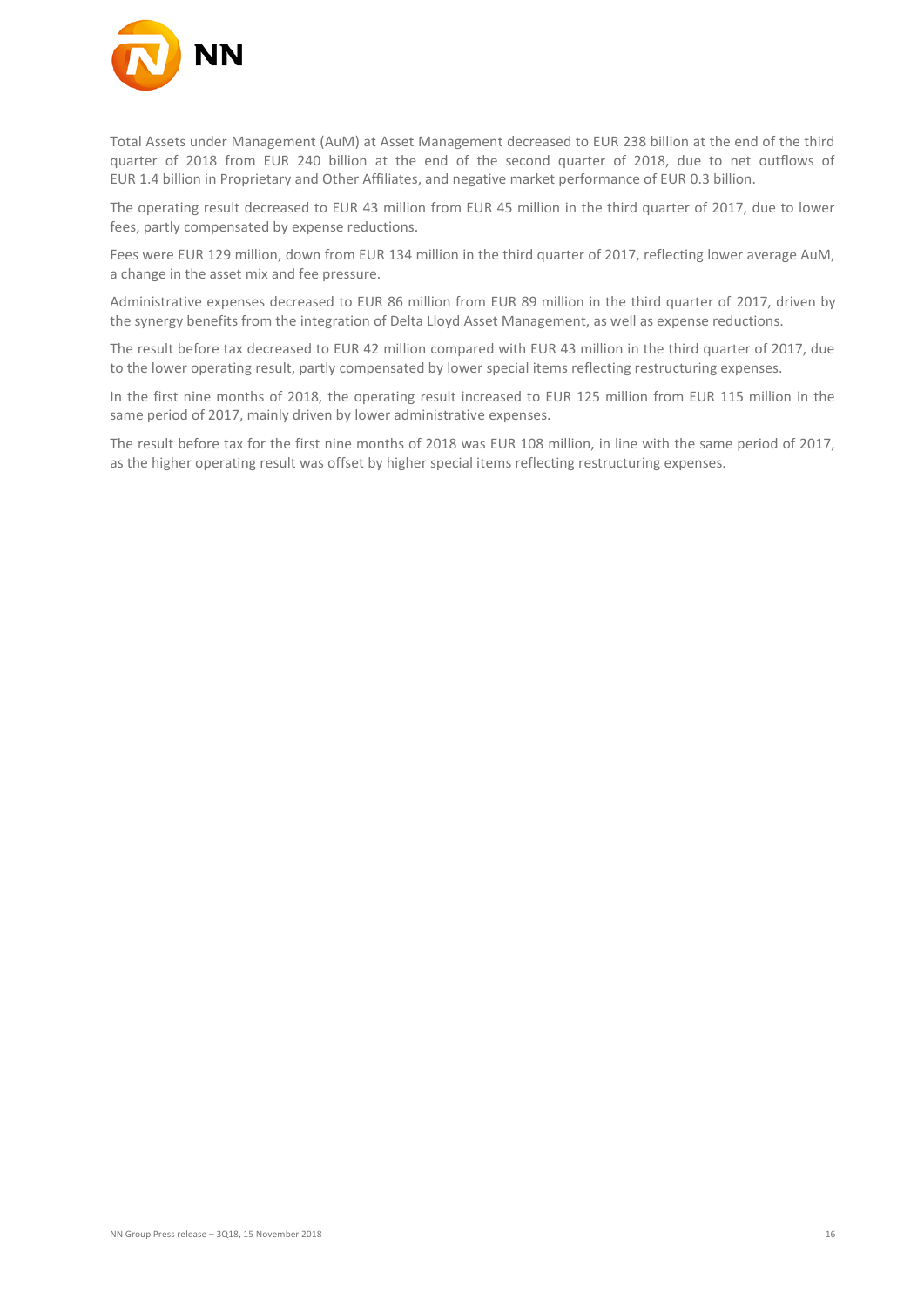Total Assets under Management (AuM) at Asset Management decreased to EUR 238 billion at the end of the third quarter of 2018 from EUR 240 billion at the end of the second quarter of 2018, due to net outflows of EUR 1.4 billion in Proprietary and Other Affiliates, and negative market performance of EUR 0.3 billion.

The operating result decreased to EUR 43 million from EUR 45 million in the third quarter of 2017, due to lower fees, partly compensated by expense reductions.

Fees were EUR 129 million, down from EUR 134 million in the third quarter of 2017, reflecting lower average AuM, a change in the asset mix and fee pressure.

Administrative expenses decreased to EUR 86 million from EUR 89 million in the third quarter of 2017, driven by the synergy benefits from the integration of Delta Lloyd Asset Management, as well as expense reductions.

The result before tax decreased to EUR 42 million compared with EUR 43 million in the third quarter of 2017, due to the lower operating result, partly compensated by lower special items reflecting restructuring expenses.

In the first nine months of 2018, the operating result increased to EUR 125 million from EUR 115 million in the same period of 2017, mainly driven by lower administrative expenses.

The result before tax for the first nine months of 2018 was EUR 108 million, in line with the same period of 2017, as the higher operating result was offset by higher special items reflecting restructuring expenses.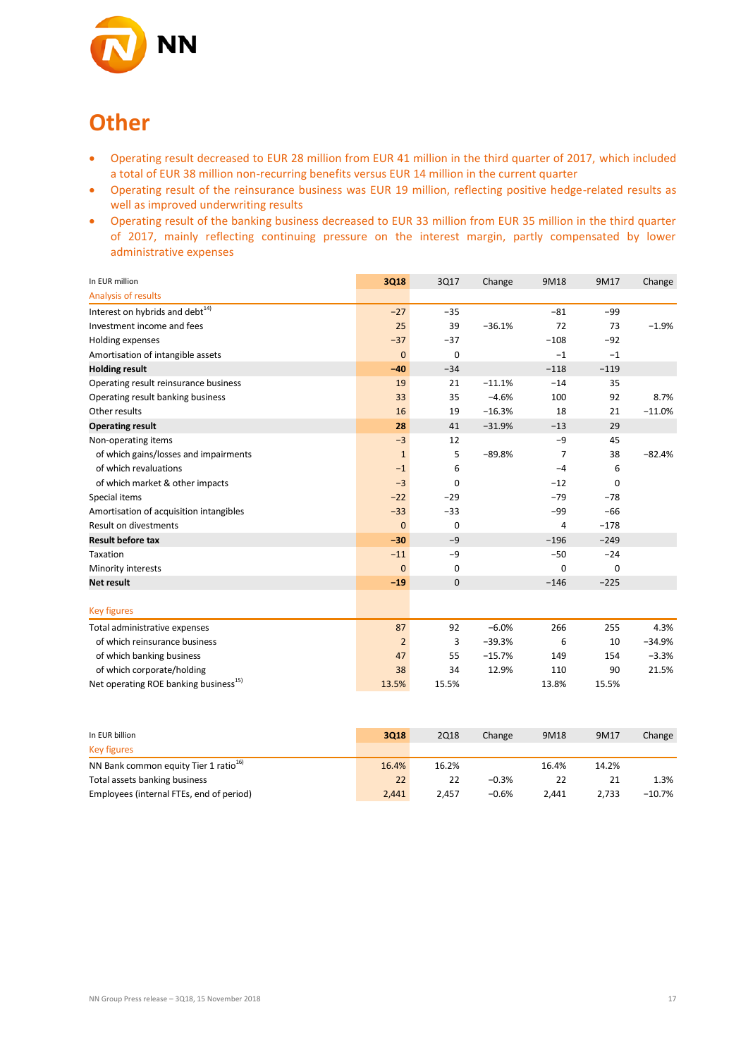# Other

- Operating result decreased to EUR 28 million from EUR 41 million in the third quarter of 2017, which included a total of EUR 38 million non-recurring benefits versus EUR 14 million in the current quarter
- Operating result of the reinsurance business was EUR 19 million, reflecting positive hedge-related results as well as improved underwriting results
- Operating result of the banking business decreased to EUR 33 million from EUR 35 million in the third quarter of 2017, mainly reflecting continuing pressure on the interest margin, partly compensated by lower administrative expenses

| In EUR million | 3Q18 | 3Q17 | Change | 9M18 | 9M17 | Change |
|---|---|---|---|---|---|---|
| Analysis of results | | | | | | |
| Interest on hybrids and debt[14] | −27 | −35 | | −81 | −99 | |
| Investment income and fees | 25 | 39 | −36.1% | 72 | 73 | −1.9% |
| Holding expenses | −37 | −37 | | −108 | −92 | |
| Amortisation of intangible assets | 0 | 0 | | −1 | −1 | |
| **Holding result** | **−40** | −34 | | −118 | −119 | |
| Operating result reinsurance business | 19 | 21 | −11.1% | −14 | 35 | |
| Operating result banking business | 33 | 35 | −4.6% | 100 | 92 | 8.7% |
| Other results | 16 | 19 | −16.3% | 18 | 21 | −11.0% |
| **Operating result** | **28** | 41 | −31.9% | −13 | 29 | |
| Non-operating items | −3 | 12 | | −9 | 45 | |
| of which gains/losses and impairments | 1 | 5 | −89.8% | 7 | 38 | −82.4% |
| of which revaluations | −1 | 6 | | −4 | 6 | |
| of which market & other impacts | −3 | 0 | | −12 | 0 | |
| Special items | −22 | −29 | | −79 | −78 | |
| Amortisation of acquisition intangibles | −33 | −33 | | −99 | −66 | |
| Result on divestments | 0 | 0 | | 4 | −178 | |
| **Result before tax** | **−30** | −9 | | −196 | −249 | |
| Taxation | −11 | −9 | | −50 | −24 | |
| Minority interests | 0 | 0 | | 0 | 0 | |
| **Net result** | **−19** | 0 | | −146 | −225 | |
| | | | | | | |
| Key figures | | | | | | |
| Total administrative expenses | 87 | 92 | −6.0% | 266 | 255 | 4.3% |
| of which reinsurance business | 2 | 3 | −39.3% | 6 | 10 | −34.9% |
| of which banking business | 47 | 55 | −15.7% | 149 | 154 | −3.3% |
| of which corporate/holding | 38 | 34 | 12.9% | 110 | 90 | 21.5% |
| Net operating ROE banking business[15] | 13.5% | 15.5% | | 13.8% | 15.5% | |

| In EUR billion | 3Q18 | 2Q18 | Change | 9M18 | 9M17 | Change |
|---|---|---|---|---|---|---|
| Key figures | | | | | | |
| NN Bank common equity Tier 1 ratio[16] | 16.4% | 16.2% | | 16.4% | 14.2% | |
| Total assets banking business | 22 | 22 | −0.3% | 22 | 21 | 1.3% |
| Employees (internal FTEs, end of period) | 2,441 | 2,457 | −0.6% | 2,441 | 2,733 | −10.7% |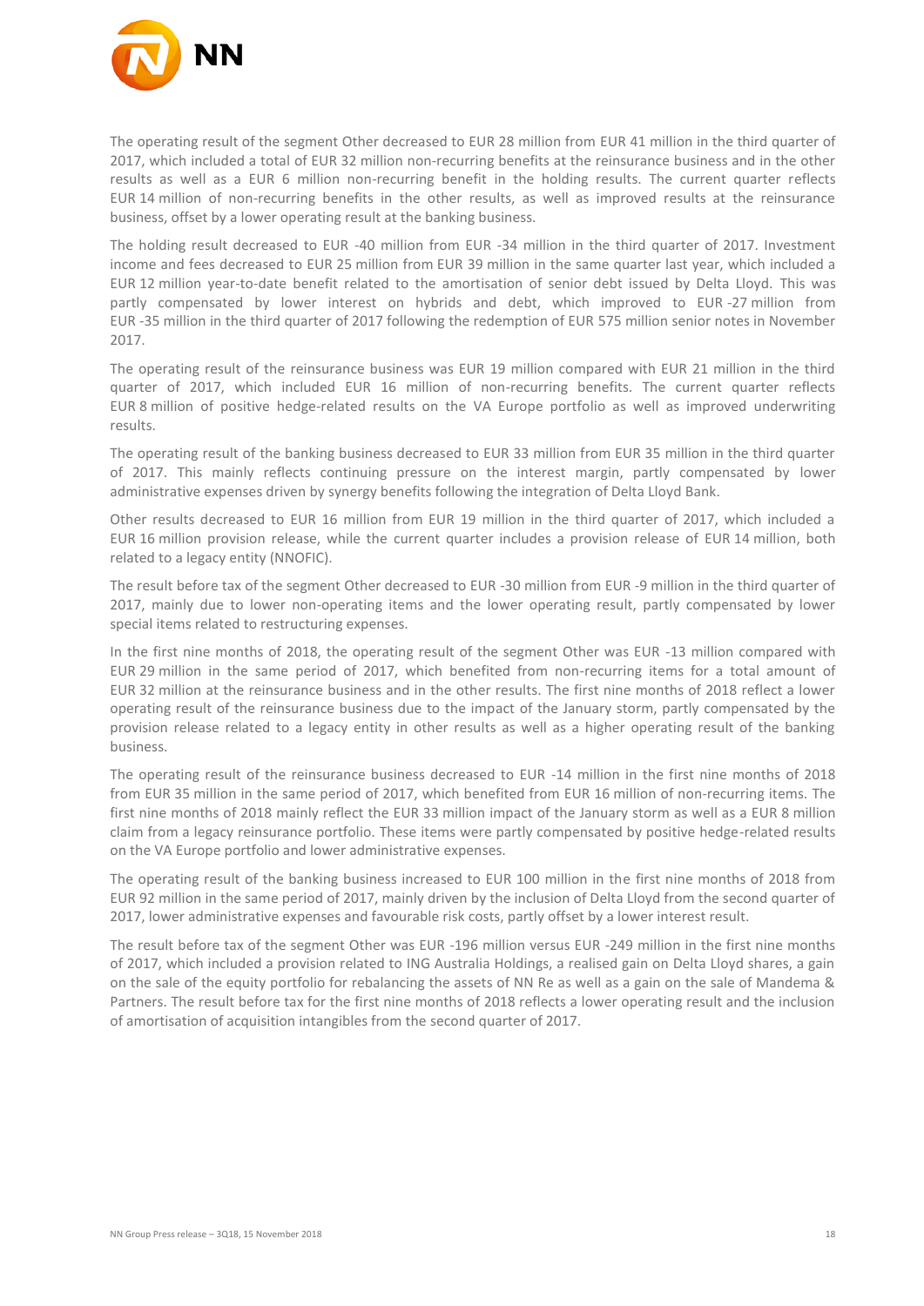The operating result of the segment Other decreased to EUR 28 million from EUR 41 million in the third quarter of 2017, which included a total of EUR 32 million non-recurring benefits at the reinsurance business and in the other results as well as a EUR 6 million non-recurring benefit in the holding results. The current quarter reflects EUR 14 million of non-recurring benefits in the other results, as well as improved results at the reinsurance business, offset by a lower operating result at the banking business.

The holding result decreased to EUR -40 million from EUR -34 million in the third quarter of 2017. Investment income and fees decreased to EUR 25 million from EUR 39 million in the same quarter last year, which included a EUR 12 million year-to-date benefit related to the amortisation of senior debt issued by Delta Lloyd. This was partly compensated by lower interest on hybrids and debt, which improved to EUR -27 million from EUR -35 million in the third quarter of 2017 following the redemption of EUR 575 million senior notes in November 2017.

The operating result of the reinsurance business was EUR 19 million compared with EUR 21 million in the third quarter of 2017, which included EUR 16 million of non-recurring benefits. The current quarter reflects EUR 8 million of positive hedge-related results on the VA Europe portfolio as well as improved underwriting results.

The operating result of the banking business decreased to EUR 33 million from EUR 35 million in the third quarter of 2017. This mainly reflects continuing pressure on the interest margin, partly compensated by lower administrative expenses driven by synergy benefits following the integration of Delta Lloyd Bank.

Other results decreased to EUR 16 million from EUR 19 million in the third quarter of 2017, which included a EUR 16 million provision release, while the current quarter includes a provision release of EUR 14 million, both related to a legacy entity (NNOFIC).

The result before tax of the segment Other decreased to EUR -30 million from EUR -9 million in the third quarter of 2017, mainly due to lower non-operating items and the lower operating result, partly compensated by lower special items related to restructuring expenses.

In the first nine months of 2018, the operating result of the segment Other was EUR -13 million compared with EUR 29 million in the same period of 2017, which benefited from non-recurring items for a total amount of EUR 32 million at the reinsurance business and in the other results. The first nine months of 2018 reflect a lower operating result of the reinsurance business due to the impact of the January storm, partly compensated by the provision release related to a legacy entity in other results as well as a higher operating result of the banking business.

The operating result of the reinsurance business decreased to EUR -14 million in the first nine months of 2018 from EUR 35 million in the same period of 2017, which benefited from EUR 16 million of non-recurring items. The first nine months of 2018 mainly reflect the EUR 33 million impact of the January storm as well as a EUR 8 million claim from a legacy reinsurance portfolio. These items were partly compensated by positive hedge-related results on the VA Europe portfolio and lower administrative expenses.

The operating result of the banking business increased to EUR 100 million in the first nine months of 2018 from EUR 92 million in the same period of 2017, mainly driven by the inclusion of Delta Lloyd from the second quarter of 2017, lower administrative expenses and favourable risk costs, partly offset by a lower interest result.

The result before tax of the segment Other was EUR -196 million versus EUR -249 million in the first nine months of 2017, which included a provision related to ING Australia Holdings, a realised gain on Delta Lloyd shares, a gain on the sale of the equity portfolio for rebalancing the assets of NN Re as well as a gain on the sale of Mandema & Partners. The result before tax for the first nine months of 2018 reflects a lower operating result and the inclusion of amortisation of acquisition intangibles from the second quarter of 2017.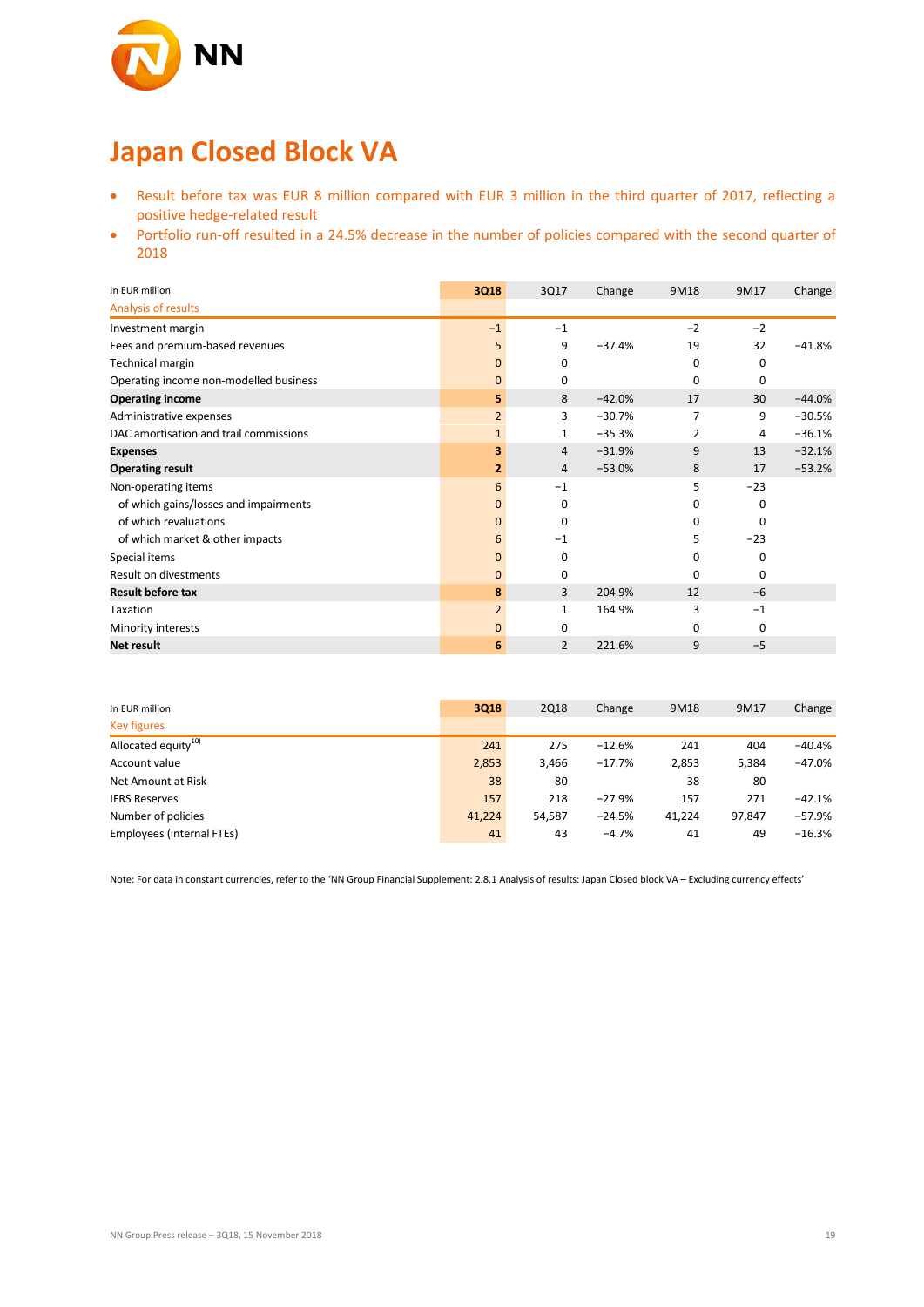# Japan Closed Block VA

- Result before tax was EUR 8 million compared with EUR 3 million in the third quarter of 2017, reflecting a positive hedge-related result
- Portfolio run-off resulted in a 24.5% decrease in the number of policies compared with the second quarter of 2018

| In EUR million | 3Q18 | 3Q17 | Change | 9M18 | 9M17 | Change |
|---|---|---|---|---|---|---|
| Analysis of results | | | | | | |
| Investment margin | −1 | −1 | | −2 | −2 | |
| Fees and premium-based revenues | 5 | 9 | −37.4% | 19 | 32 | −41.8% |
| Technical margin | 0 | 0 | | 0 | 0 | |
| Operating income non-modelled business | 0 | 0 | | 0 | 0 | |
| **Operating income** | **5** | 8 | −42.0% | 17 | 30 | −44.0% |
| Administrative expenses | 2 | 3 | −30.7% | 7 | 9 | −30.5% |
| DAC amortisation and trail commissions | 1 | 1 | −35.3% | 2 | 4 | −36.1% |
| **Expenses** | **3** | 4 | −31.9% | 9 | 13 | −32.1% |
| **Operating result** | **2** | 4 | −53.0% | 8 | 17 | −53.2% |
| Non-operating items | 6 | −1 | | 5 | −23 | |
| of which gains/losses and impairments | 0 | 0 | | 0 | 0 | |
| of which revaluations | 0 | 0 | | 0 | 0 | |
| of which market & other impacts | 6 | −1 | | 5 | −23 | |
| Special items | 0 | 0 | | 0 | 0 | |
| Result on divestments | 0 | 0 | | 0 | 0 | |
| **Result before tax** | **8** | 3 | 204.9% | 12 | −6 | |
| Taxation | 2 | 1 | 164.9% | 3 | −1 | |
| Minority interests | 0 | 0 | | 0 | 0 | |
| **Net result** | **6** | 2 | 221.6% | 9 | −5 | |

| In EUR million | 3Q18 | 2Q18 | Change | 9M18 | 9M17 | Change |
|---|---|---|---|---|---|---|
| Key figures | | | | | | |
| Allocated equity[10] | 241 | 275 | −12.6% | 241 | 404 | −40.4% |
| Account value | 2,853 | 3,466 | −17.7% | 2,853 | 5,384 | −47.0% |
| Net Amount at Risk | 38 | 80 | | 38 | 80 | |
| IFRS Reserves | 157 | 218 | −27.9% | 157 | 271 | −42.1% |
| Number of policies | 41,224 | 54,587 | −24.5% | 41,224 | 97,847 | −57.9% |
| Employees (internal FTEs) | 41 | 43 | −4.7% | 41 | 49 | −16.3% |

Note: For data in constant currencies, refer to the 'NN Group Financial Supplement: 2.8.1 Analysis of results: Japan Closed block VA – Excluding currency effects'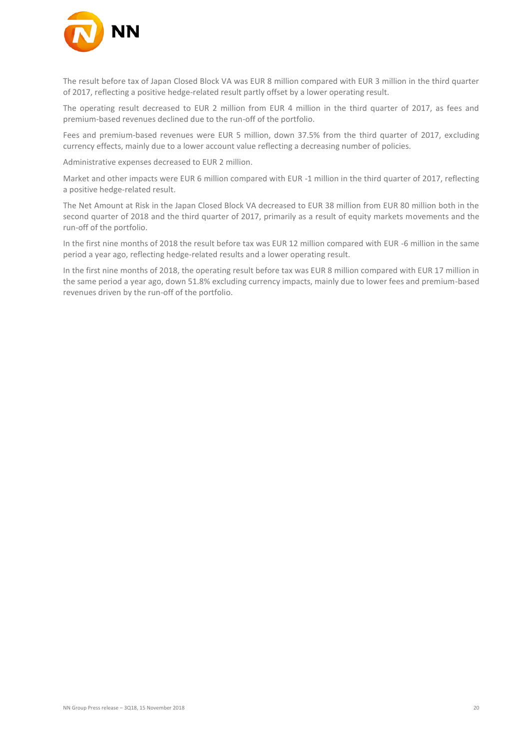The result before tax of Japan Closed Block VA was EUR 8 million compared with EUR 3 million in the third quarter of 2017, reflecting a positive hedge-related result partly offset by a lower operating result.

The operating result decreased to EUR 2 million from EUR 4 million in the third quarter of 2017, as fees and premium-based revenues declined due to the run-off of the portfolio.

Fees and premium-based revenues were EUR 5 million, down 37.5% from the third quarter of 2017, excluding currency effects, mainly due to a lower account value reflecting a decreasing number of policies.

Administrative expenses decreased to EUR 2 million.

Market and other impacts were EUR 6 million compared with EUR -1 million in the third quarter of 2017, reflecting a positive hedge-related result.

The Net Amount at Risk in the Japan Closed Block VA decreased to EUR 38 million from EUR 80 million both in the second quarter of 2018 and the third quarter of 2017, primarily as a result of equity markets movements and the run-off of the portfolio.

In the first nine months of 2018 the result before tax was EUR 12 million compared with EUR -6 million in the same period a year ago, reflecting hedge-related results and a lower operating result.

In the first nine months of 2018, the operating result before tax was EUR 8 million compared with EUR 17 million in the same period a year ago, down 51.8% excluding currency impacts, mainly due to lower fees and premium-based revenues driven by the run-off of the portfolio.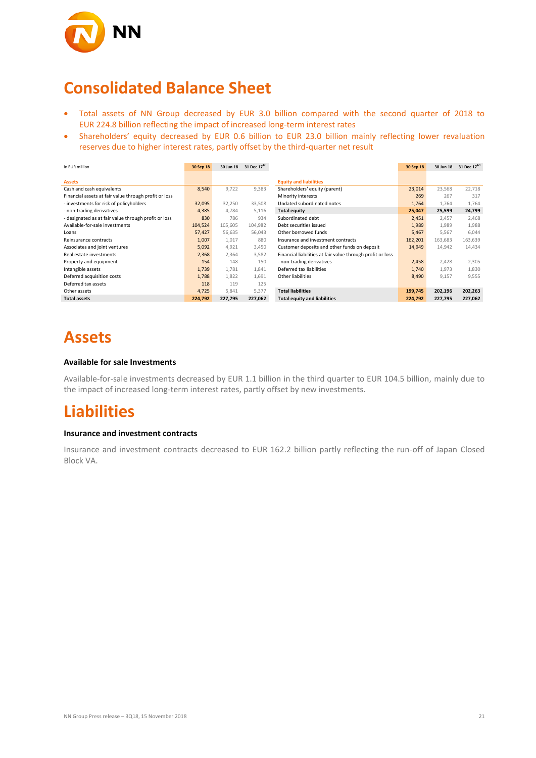# Consolidated Balance Sheet

- Total assets of NN Group decreased by EUR 3.0 billion compared with the second quarter of 2018 to EUR 224.8 billion reflecting the impact of increased long-term interest rates
- Shareholders' equity decreased by EUR 0.6 billion to EUR 23.0 billion mainly reflecting lower revaluation reserves due to higher interest rates, partly offset by the third-quarter net result

| in EUR million | 30 Sep 18 | 30 Jun 18 | 31 Dec 17[1] |
|---|---|---|---|
| **Assets** | | | |
| Cash and cash equivalents | 8,540 | 9,722 | 9,383 |
| Financial assets at fair value through profit or loss | | | |
| - investments for risk of policyholders | 32,095 | 32,250 | 33,508 |
| - non-trading derivatives | 4,385 | 4,784 | 5,116 |
| - designated as at fair value through profit or loss | 830 | 786 | 934 |
| Available-for-sale investments | 104,524 | 105,605 | 104,982 |
| Loans | 57,427 | 56,635 | 56,043 |
| Reinsurance contracts | 1,007 | 1,017 | 880 |
| Associates and joint ventures | 5,092 | 4,921 | 3,450 |
| Real estate investments | 2,368 | 2,364 | 3,582 |
| Property and equipment | 154 | 148 | 150 |
| Intangible assets | 1,739 | 1,781 | 1,841 |
| Deferred acquisition costs | 1,788 | 1,822 | 1,691 |
| Deferred tax assets | 118 | 119 | 125 |
| Other assets | 4,725 | 5,841 | 5,377 |
| **Total assets** | **224,792** | **227,795** | **227,062** |

| in EUR million | 30 Sep 18 | 30 Jun 18 | 31 Dec 17[1] |
|---|---|---|---|
| **Equity and liabilities** | | | |
| Shareholders' equity (parent) | 23,014 | 23,568 | 22,718 |
| Minority interests | 269 | 267 | 317 |
| Undated subordinated notes | 1,764 | 1,764 | 1,764 |
| **Total equity** | **25,047** | **25,599** | **24,799** |
| Subordinated debt | 2,451 | 2,457 | 2,468 |
| Debt securities issued | 1,989 | 1,989 | 1,988 |
| Other borrowed funds | 5,467 | 5,567 | 6,044 |
| Insurance and investment contracts | 162,201 | 163,683 | 163,639 |
| Customer deposits and other funds on deposit | 14,949 | 14,942 | 14,434 |
| Financial liabilities at fair value through profit or loss | | | |
| - non-trading derivatives | 2,458 | 2,428 | 2,305 |
| Deferred tax liabilities | 1,740 | 1,973 | 1,830 |
| Other liabilities | 8,490 | 9,157 | 9,555 |
| **Total liabilities** | **199,745** | **202,196** | **202,263** |
| **Total equity and liabilities** | **224,792** | **227,795** | **227,062** |

# Assets

### Available for sale Investments

Available-for-sale investments decreased by EUR 1.1 billion in the third quarter to EUR 104.5 billion, mainly due to the impact of increased long-term interest rates, partly offset by new investments.

# Liabilities

### Insurance and investment contracts

Insurance and investment contracts decreased to EUR 162.2 billion partly reflecting the run-off of Japan Closed Block VA.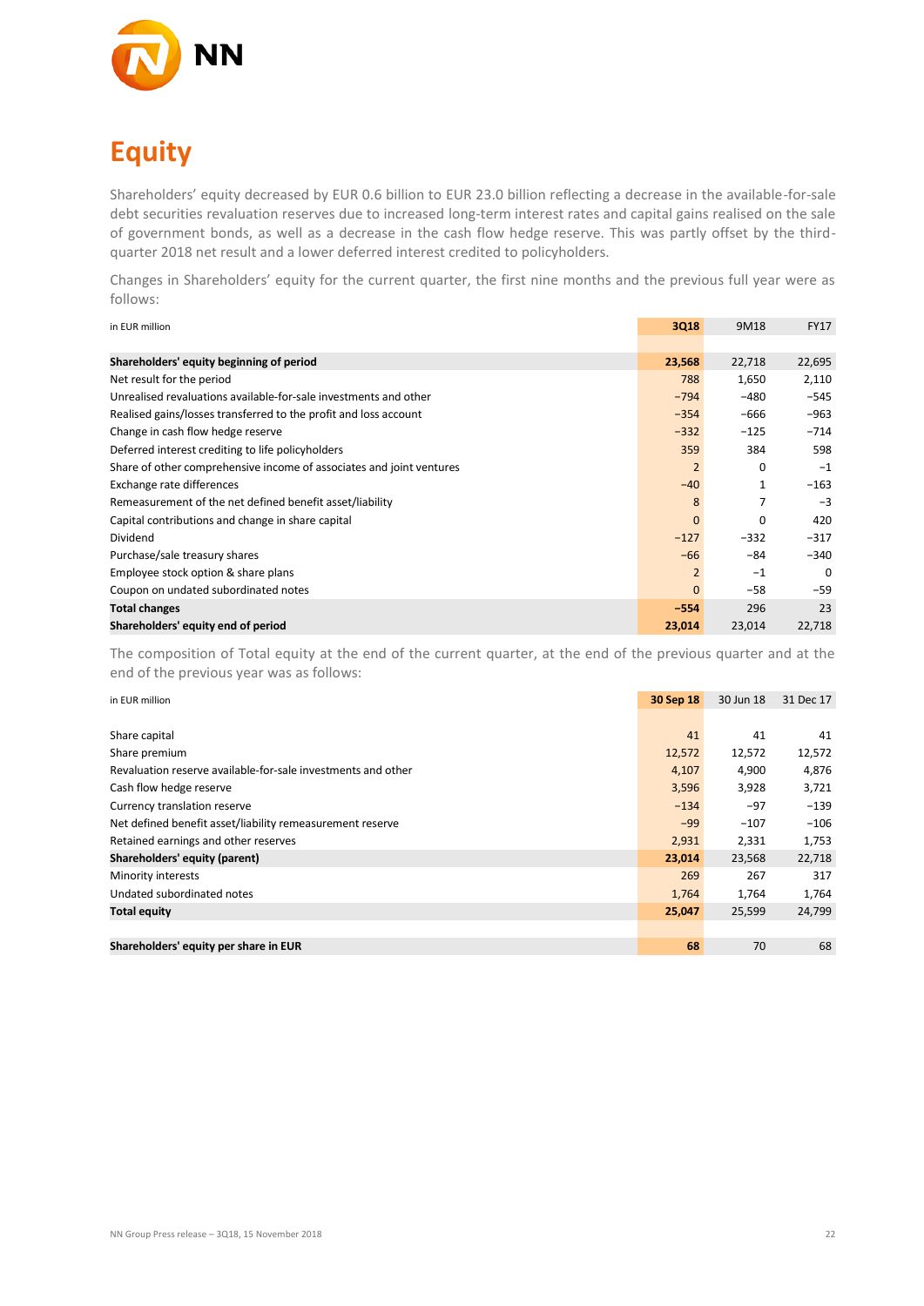# Equity

Shareholders' equity decreased by EUR 0.6 billion to EUR 23.0 billion reflecting a decrease in the available-for-sale debt securities revaluation reserves due to increased long-term interest rates and capital gains realised on the sale of government bonds, as well as a decrease in the cash flow hedge reserve. This was partly offset by the third-quarter 2018 net result and a lower deferred interest credited to policyholders.

Changes in Shareholders' equity for the current quarter, the first nine months and the previous full year were as follows:

| in EUR million | 3Q18 | 9M18 | FY17 |
|---|---|---|---|
| **Shareholders' equity beginning of period** | **23,568** | 22,718 | 22,695 |
| Net result for the period | 788 | 1,650 | 2,110 |
| Unrealised revaluations available-for-sale investments and other | −794 | −480 | −545 |
| Realised gains/losses transferred to the profit and loss account | −354 | −666 | −963 |
| Change in cash flow hedge reserve | −332 | −125 | −714 |
| Deferred interest crediting to life policyholders | 359 | 384 | 598 |
| Share of other comprehensive income of associates and joint ventures | 2 | 0 | −1 |
| Exchange rate differences | −40 | 1 | −163 |
| Remeasurement of the net defined benefit asset/liability | 8 | 7 | −3 |
| Capital contributions and change in share capital | 0 | 0 | 420 |
| Dividend | −127 | −332 | −317 |
| Purchase/sale treasury shares | −66 | −84 | −340 |
| Employee stock option & share plans | 2 | −1 | 0 |
| Coupon on undated subordinated notes | 0 | −58 | −59 |
| **Total changes** | **−554** | 296 | 23 |
| **Shareholders' equity end of period** | **23,014** | 23,014 | 22,718 |

The composition of Total equity at the end of the current quarter, at the end of the previous quarter and at the end of the previous year was as follows:

| in EUR million | 30 Sep 18 | 30 Jun 18 | 31 Dec 17 |
|---|---|---|---|
| Share capital | 41 | 41 | 41 |
| Share premium | 12,572 | 12,572 | 12,572 |
| Revaluation reserve available-for-sale investments and other | 4,107 | 4,900 | 4,876 |
| Cash flow hedge reserve | 3,596 | 3,928 | 3,721 |
| Currency translation reserve | −134 | −97 | −139 |
| Net defined benefit asset/liability remeasurement reserve | −99 | −107 | −106 |
| Retained earnings and other reserves | 2,931 | 2,331 | 1,753 |
| **Shareholders' equity (parent)** | **23,014** | 23,568 | 22,718 |
| Minority interests | 269 | 267 | 317 |
| Undated subordinated notes | 1,764 | 1,764 | 1,764 |
| **Total equity** | **25,047** | 25,599 | 24,799 |
| | | | |
| **Shareholders' equity per share in EUR** | **68** | 70 | 68 |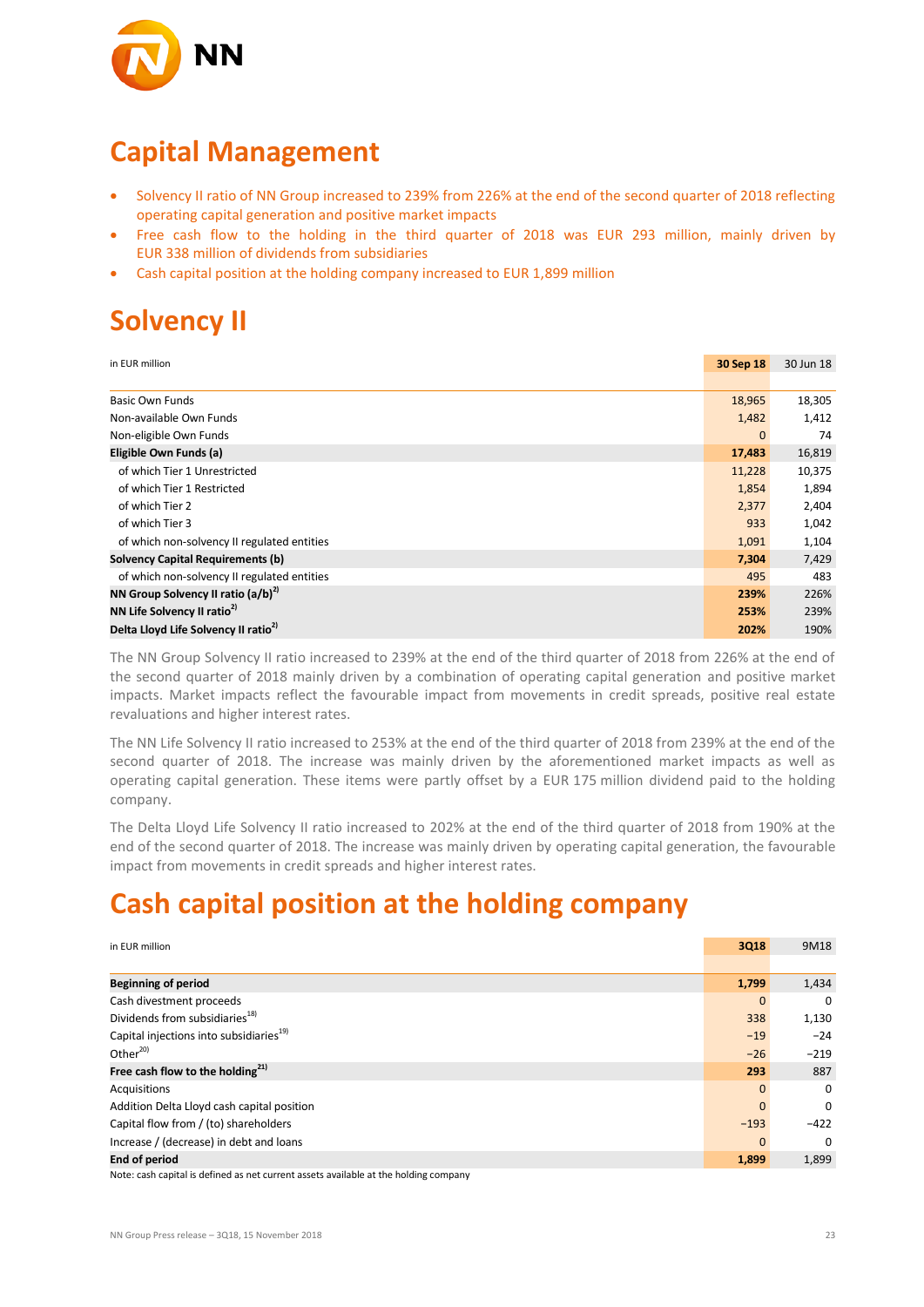# Capital Management

- Solvency II ratio of NN Group increased to 239% from 226% at the end of the second quarter of 2018 reflecting operating capital generation and positive market impacts
- Free cash flow to the holding in the third quarter of 2018 was EUR 293 million, mainly driven by EUR 338 million of dividends from subsidiaries
- Cash capital position at the holding company increased to EUR 1,899 million

# Solvency II

| in EUR million | 30 Sep 18 | 30 Jun 18 |
|---|---|---|
| Basic Own Funds | 18,965 | 18,305 |
| Non-available Own Funds | 1,482 | 1,412 |
| Non-eligible Own Funds | 0 | 74 |
| **Eligible Own Funds (a)** | **17,483** | 16,819 |
| of which Tier 1 Unrestricted | 11,228 | 10,375 |
| of which Tier 1 Restricted | 1,854 | 1,894 |
| of which Tier 2 | 2,377 | 2,404 |
| of which Tier 3 | 933 | 1,042 |
| of which non-solvency II regulated entities | 1,091 | 1,104 |
| **Solvency Capital Requirements (b)** | **7,304** | 7,429 |
| of which non-solvency II regulated entities | 495 | 483 |
| **NN Group Solvency II ratio (a/b)[2)]** | **239%** | 226% |
| **NN Life Solvency II ratio[2)]** | **253%** | 239% |
| **Delta Lloyd Life Solvency II ratio[2)]** | **202%** | 190% |

The NN Group Solvency II ratio increased to 239% at the end of the third quarter of 2018 from 226% at the end of the second quarter of 2018 mainly driven by a combination of operating capital generation and positive market impacts. Market impacts reflect the favourable impact from movements in credit spreads, positive real estate revaluations and higher interest rates.

The NN Life Solvency II ratio increased to 253% at the end of the third quarter of 2018 from 239% at the end of the second quarter of 2018. The increase was mainly driven by the aforementioned market impacts as well as operating capital generation. These items were partly offset by a EUR 175 million dividend paid to the holding company.

The Delta Lloyd Life Solvency II ratio increased to 202% at the end of the third quarter of 2018 from 190% at the end of the second quarter of 2018. The increase was mainly driven by operating capital generation, the favourable impact from movements in credit spreads and higher interest rates.

# Cash capital position at the holding company

| in EUR million | 3Q18 | 9M18 |
|---|---|---|
| **Beginning of period** | **1,799** | 1,434 |
| Cash divestment proceeds | 0 | 0 |
| Dividends from subsidiaries[18)] | 338 | 1,130 |
| Capital injections into subsidiaries[19)] | −19 | −24 |
| Other[20)] | −26 | −219 |
| **Free cash flow to the holding[21)]** | **293** | 887 |
| Acquisitions | 0 | 0 |
| Addition Delta Lloyd cash capital position | 0 | 0 |
| Capital flow from / (to) shareholders | −193 | −422 |
| Increase / (decrease) in debt and loans | 0 | 0 |
| **End of period** | **1,899** | 1,899 |

Note: cash capital is defined as net current assets available at the holding company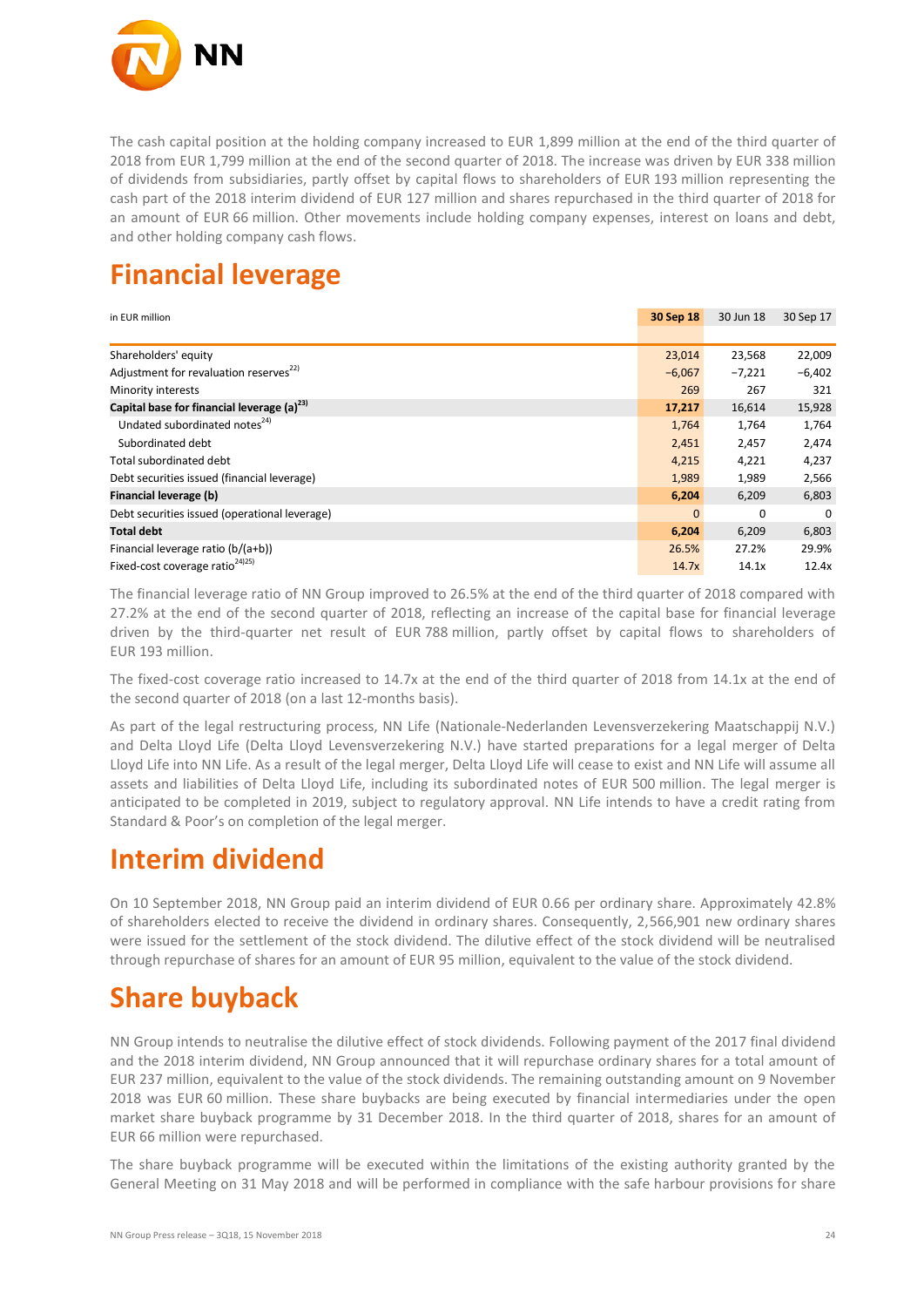The cash capital position at the holding company increased to EUR 1,899 million at the end of the third quarter of 2018 from EUR 1,799 million at the end of the second quarter of 2018. The increase was driven by EUR 338 million of dividends from subsidiaries, partly offset by capital flows to shareholders of EUR 193 million representing the cash part of the 2018 interim dividend of EUR 127 million and shares repurchased in the third quarter of 2018 for an amount of EUR 66 million. Other movements include holding company expenses, interest on loans and debt, and other holding company cash flows.

# Financial leverage

| in EUR million | 30 Sep 18 | 30 Jun 18 | 30 Sep 17 |
|---|---|---|---|
| Shareholders' equity | 23,014 | 23,568 | 22,009 |
| Adjustment for revaluation reserves[22] | −6,067 | −7,221 | −6,402 |
| Minority interests | 269 | 267 | 321 |
| **Capital base for financial leverage (a)[23]** | **17,217** | 16,614 | 15,928 |
| Undated subordinated notes[24] | 1,764 | 1,764 | 1,764 |
| Subordinated debt | 2,451 | 2,457 | 2,474 |
| Total subordinated debt | 4,215 | 4,221 | 4,237 |
| Debt securities issued (financial leverage) | 1,989 | 1,989 | 2,566 |
| **Financial leverage (b)** | **6,204** | 6,209 | 6,803 |
| Debt securities issued (operational leverage) | 0 | 0 | 0 |
| **Total debt** | **6,204** | 6,209 | 6,803 |
| Financial leverage ratio (b/(a+b)) | 26.5% | 27.2% | 29.9% |
| Fixed-cost coverage ratio[24][25] | 14.7x | 14.1x | 12.4x |

The financial leverage ratio of NN Group improved to 26.5% at the end of the third quarter of 2018 compared with 27.2% at the end of the second quarter of 2018, reflecting an increase of the capital base for financial leverage driven by the third-quarter net result of EUR 788 million, partly offset by capital flows to shareholders of EUR 193 million.

The fixed-cost coverage ratio increased to 14.7x at the end of the third quarter of 2018 from 14.1x at the end of the second quarter of 2018 (on a last 12-months basis).

As part of the legal restructuring process, NN Life (Nationale-Nederlanden Levensverzekering Maatschappij N.V.) and Delta Lloyd Life (Delta Lloyd Levensverzekering N.V.) have started preparations for a legal merger of Delta Lloyd Life into NN Life. As a result of the legal merger, Delta Lloyd Life will cease to exist and NN Life will assume all assets and liabilities of Delta Lloyd Life, including its subordinated notes of EUR 500 million. The legal merger is anticipated to be completed in 2019, subject to regulatory approval. NN Life intends to have a credit rating from Standard & Poor's on completion of the legal merger.

# Interim dividend

On 10 September 2018, NN Group paid an interim dividend of EUR 0.66 per ordinary share. Approximately 42.8% of shareholders elected to receive the dividend in ordinary shares. Consequently, 2,566,901 new ordinary shares were issued for the settlement of the stock dividend. The dilutive effect of the stock dividend will be neutralised through repurchase of shares for an amount of EUR 95 million, equivalent to the value of the stock dividend.

# Share buyback

NN Group intends to neutralise the dilutive effect of stock dividends. Following payment of the 2017 final dividend and the 2018 interim dividend, NN Group announced that it will repurchase ordinary shares for a total amount of EUR 237 million, equivalent to the value of the stock dividends. The remaining outstanding amount on 9 November 2018 was EUR 60 million. These share buybacks are being executed by financial intermediaries under the open market share buyback programme by 31 December 2018. In the third quarter of 2018, shares for an amount of EUR 66 million were repurchased.

The share buyback programme will be executed within the limitations of the existing authority granted by the General Meeting on 31 May 2018 and will be performed in compliance with the safe harbour provisions for share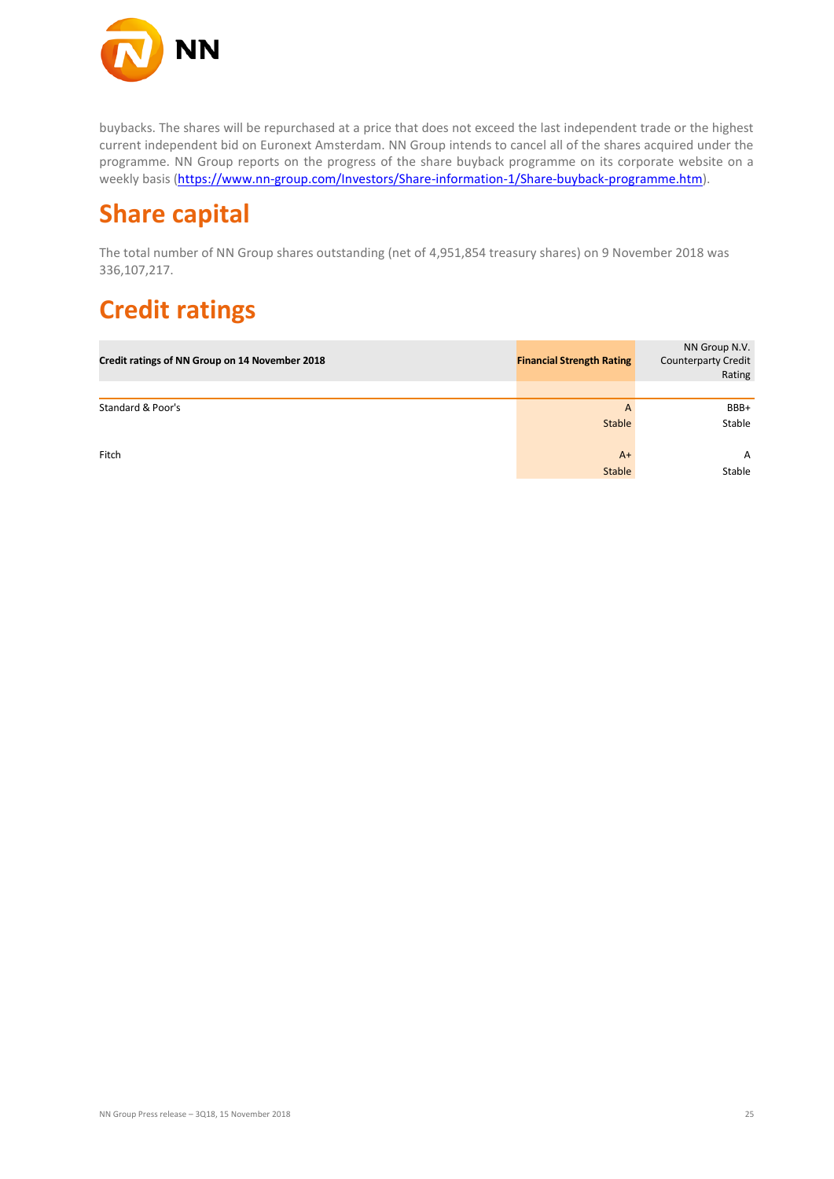buybacks. The shares will be repurchased at a price that does not exceed the last independent trade or the highest current independent bid on Euronext Amsterdam. NN Group intends to cancel all of the shares acquired under the programme. NN Group reports on the progress of the share buyback programme on its corporate website on a weekly basis (https://www.nn-group.com/Investors/Share-information-1/Share-buyback-programme.htm).

# Share capital

The total number of NN Group shares outstanding (net of 4,951,854 treasury shares) on 9 November 2018 was 336,107,217.

# Credit ratings

| **Credit ratings of NN Group on 14 November 2018** | **Financial Strength Rating** | NN Group N.V. Counterparty Credit Rating |
|---|---|---|
| Standard & Poor's | A<br>Stable | BBB+<br>Stable |
| Fitch | A+<br>Stable | A<br>Stable |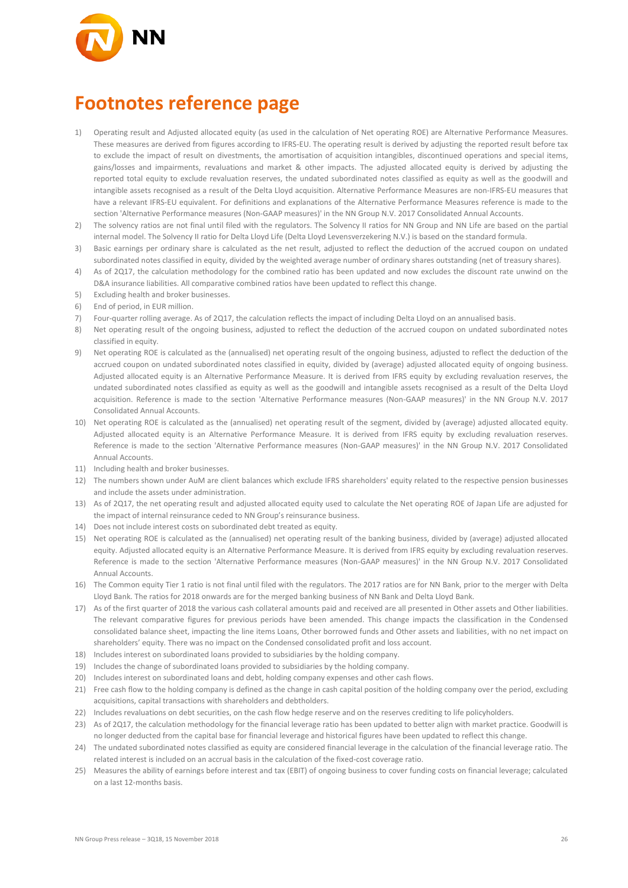# Footnotes reference page

1) Operating result and Adjusted allocated equity (as used in the calculation of Net operating ROE) are Alternative Performance Measures. These measures are derived from figures according to IFRS-EU. The operating result is derived by adjusting the reported result before tax to exclude the impact of result on divestments, the amortisation of acquisition intangibles, discontinued operations and special items, gains/losses and impairments, revaluations and market & other impacts. The adjusted allocated equity is derived by adjusting the reported total equity to exclude revaluation reserves, the undated subordinated notes classified as equity as well as the goodwill and intangible assets recognised as a result of the Delta Lloyd acquisition. Alternative Performance Measures are non-IFRS-EU measures that have a relevant IFRS-EU equivalent. For definitions and explanations of the Alternative Performance Measures reference is made to the section 'Alternative Performance measures (Non-GAAP measures)' in the NN Group N.V. 2017 Consolidated Annual Accounts.
2) The solvency ratios are not final until filed with the regulators. The Solvency II ratios for NN Group and NN Life are based on the partial internal model. The Solvency II ratio for Delta Lloyd Life (Delta Lloyd Levensverzekering N.V.) is based on the standard formula.
3) Basic earnings per ordinary share is calculated as the net result, adjusted to reflect the deduction of the accrued coupon on undated subordinated notes classified in equity, divided by the weighted average number of ordinary shares outstanding (net of treasury shares).
4) As of 2Q17, the calculation methodology for the combined ratio has been updated and now excludes the discount rate unwind on the D&A insurance liabilities. All comparative combined ratios have been updated to reflect this change.
5) Excluding health and broker businesses.
6) End of period, in EUR million.
7) Four-quarter rolling average. As of 2Q17, the calculation reflects the impact of including Delta Lloyd on an annualised basis.
8) Net operating result of the ongoing business, adjusted to reflect the deduction of the accrued coupon on undated subordinated notes classified in equity.
9) Net operating ROE is calculated as the (annualised) net operating result of the ongoing business, adjusted to reflect the deduction of the accrued coupon on undated subordinated notes classified in equity, divided by (average) adjusted allocated equity of ongoing business. Adjusted allocated equity is an Alternative Performance Measure. It is derived from IFRS equity by excluding revaluation reserves, the undated subordinated notes classified as equity as well as the goodwill and intangible assets recognised as a result of the Delta Lloyd acquisition. Reference is made to the section 'Alternative Performance measures (Non-GAAP measures)' in the NN Group N.V. 2017 Consolidated Annual Accounts.
10) Net operating ROE is calculated as the (annualised) net operating result of the segment, divided by (average) adjusted allocated equity. Adjusted allocated equity is an Alternative Performance Measure. It is derived from IFRS equity by excluding revaluation reserves. Reference is made to the section 'Alternative Performance measures (Non-GAAP measures)' in the NN Group N.V. 2017 Consolidated Annual Accounts.
11) Including health and broker businesses.
12) The numbers shown under AuM are client balances which exclude IFRS shareholders' equity related to the respective pension businesses and include the assets under administration.
13) As of 2Q17, the net operating result and adjusted allocated equity used to calculate the Net operating ROE of Japan Life are adjusted for the impact of internal reinsurance ceded to NN Group's reinsurance business.
14) Does not include interest costs on subordinated debt treated as equity.
15) Net operating ROE is calculated as the (annualised) net operating result of the banking business, divided by (average) adjusted allocated equity. Adjusted allocated equity is an Alternative Performance Measure. It is derived from IFRS equity by excluding revaluation reserves. Reference is made to the section 'Alternative Performance measures (Non-GAAP measures)' in the NN Group N.V. 2017 Consolidated Annual Accounts.
16) The Common equity Tier 1 ratio is not final until filed with the regulators. The 2017 ratios are for NN Bank, prior to the merger with Delta Lloyd Bank. The ratios for 2018 onwards are for the merged banking business of NN Bank and Delta Lloyd Bank.
17) As of the first quarter of 2018 the various cash collateral amounts paid and received are all presented in Other assets and Other liabilities. The relevant comparative figures for previous periods have been amended. This change impacts the classification in the Condensed consolidated balance sheet, impacting the line items Loans, Other borrowed funds and Other assets and liabilities, with no net impact on shareholders' equity. There was no impact on the Condensed consolidated profit and loss account.
18) Includes interest on subordinated loans provided to subsidiaries by the holding company.
19) Includes the change of subordinated loans provided to subsidiaries by the holding company.
20) Includes interest on subordinated loans and debt, holding company expenses and other cash flows.
21) Free cash flow to the holding company is defined as the change in cash capital position of the holding company over the period, excluding acquisitions, capital transactions with shareholders and debtholders.
22) Includes revaluations on debt securities, on the cash flow hedge reserve and on the reserves crediting to life policyholders.
23) As of 2Q17, the calculation methodology for the financial leverage ratio has been updated to better align with market practice. Goodwill is no longer deducted from the capital base for financial leverage and historical figures have been updated to reflect this change.
24) The undated subordinated notes classified as equity are considered financial leverage in the calculation of the financial leverage ratio. The related interest is included on an accrual basis in the calculation of the fixed-cost coverage ratio.
25) Measures the ability of earnings before interest and tax (EBIT) of ongoing business to cover funding costs on financial leverage; calculated on a last 12-months basis.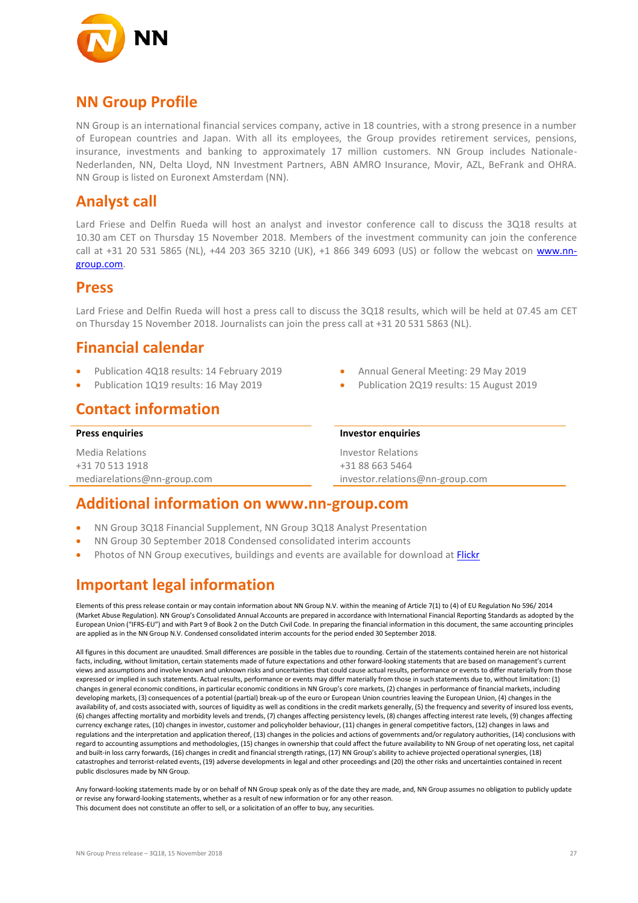## NN Group Profile

NN Group is an international financial services company, active in 18 countries, with a strong presence in a number of European countries and Japan. With all its employees, the Group provides retirement services, pensions, insurance, investments and banking to approximately 17 million customers. NN Group includes Nationale-Nederlanden, NN, Delta Lloyd, NN Investment Partners, ABN AMRO Insurance, Movir, AZL, BeFrank and OHRA. NN Group is listed on Euronext Amsterdam (NN).

## Analyst call

Lard Friese and Delfin Rueda will host an analyst and investor conference call to discuss the 3Q18 results at 10.30 am CET on Thursday 15 November 2018. Members of the investment community can join the conference call at +31 20 531 5865 (NL), +44 203 365 3210 (UK), +1 866 349 6093 (US) or follow the webcast on [www.nn-group.com](www.nn-group.com).

## Press

Lard Friese and Delfin Rueda will host a press call to discuss the 3Q18 results, which will be held at 07.45 am CET on Thursday 15 November 2018. Journalists can join the press call at +31 20 531 5863 (NL).

## Financial calendar

- Publication 4Q18 results: 14 February 2019
- Publication 1Q19 results: 16 May 2019
- Annual General Meeting: 29 May 2019
- Publication 2Q19 results: 15 August 2019

## Contact information

| Press enquiries | Investor enquiries |
|---|---|
| Media Relations<br>+31 70 513 1918<br>mediarelations@nn-group.com | Investor Relations<br>+31 88 663 5464<br>investor.relations@nn-group.com |

## Additional information on www.nn-group.com

- NN Group 3Q18 Financial Supplement, NN Group 3Q18 Analyst Presentation
- NN Group 30 September 2018 Condensed consolidated interim accounts
- Photos of NN Group executives, buildings and events are available for download at Flickr

## Important legal information

Elements of this press release contain or may contain information about NN Group N.V. within the meaning of Article 7(1) to (4) of EU Regulation No 596/ 2014 (Market Abuse Regulation). NN Group's Consolidated Annual Accounts are prepared in accordance with International Financial Reporting Standards as adopted by the European Union ("IFRS-EU") and with Part 9 of Book 2 on the Dutch Civil Code. In preparing the financial information in this document, the same accounting principles are applied as in the NN Group N.V. Condensed consolidated interim accounts for the period ended 30 September 2018.

All figures in this document are unaudited. Small differences are possible in the tables due to rounding. Certain of the statements contained herein are not historical facts, including, without limitation, certain statements made of future expectations and other forward-looking statements that are based on management's current views and assumptions and involve known and unknown risks and uncertainties that could cause actual results, performance or events to differ materially from those expressed or implied in such statements. Actual results, performance or events may differ materially from those in such statements due to, without limitation: (1) changes in general economic conditions, in particular economic conditions in NN Group's core markets, (2) changes in performance of financial markets, including developing markets, (3) consequences of a potential (partial) break-up of the euro or European Union countries leaving the European Union, (4) changes in the availability of, and costs associated with, sources of liquidity as well as conditions in the credit markets generally, (5) the frequency and severity of insured loss events, (6) changes affecting mortality and morbidity levels and trends, (7) changes affecting persistency levels, (8) changes affecting interest rate levels, (9) changes affecting currency exchange rates, (10) changes in investor, customer and policyholder behaviour, (11) changes in general competitive factors, (12) changes in laws and regulations and the interpretation and application thereof, (13) changes in the policies and actions of governments and/or regulatory authorities, (14) conclusions with regard to accounting assumptions and methodologies, (15) changes in ownership that could affect the future availability to NN Group of net operating loss, net capital and built-in loss carry forwards, (16) changes in credit and financial strength ratings, (17) NN Group's ability to achieve projected operational synergies, (18) catastrophes and terrorist-related events, (19) adverse developments in legal and other proceedings and (20) the other risks and uncertainties contained in recent public disclosures made by NN Group.

Any forward-looking statements made by or on behalf of NN Group speak only as of the date they are made, and, NN Group assumes no obligation to publicly update or revise any forward-looking statements, whether as a result of new information or for any other reason.
This document does not constitute an offer to sell, or a solicitation of an offer to buy, any securities.